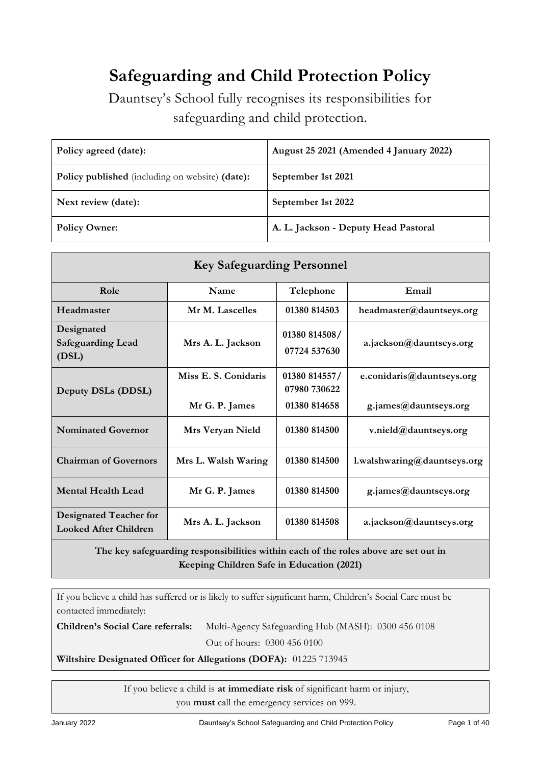# Safeguarding and Child Protection Policy

Dauntsey's School fully recognises its responsibilities for safeguarding and child protection.

| Policy agreed (date): | August 25 2021 (Amended 4 January 2022) |
|---|---|
| **Policy published** (including on website) **(date):** | **September 1st 2021** |
| **Next review (date):** | **September 1st 2022** |
| **Policy Owner:** | **A. L. Jackson - Deputy Head Pastoral** |

## Key Safeguarding Personnel

| Role | Name | Telephone | Email |
|---|---|---|---|
| **Headmaster** | **Mr M. Lascelles** | **01380 814503** | **headmaster@dauntseys.org** |
| **Designated Safeguarding Lead (DSL)** | **Mrs A. L. Jackson** | **01380 814508/ 07724 537630** | **a.jackson@dauntseys.org** |
| **Deputy DSLs (DDSL)** | **Miss E. S. Conidaris** | **01380 814557/ 07980 730622** | **e.conidaris@dauntseys.org** |
| | **Mr G. P. James** | **01380 814658** | **g.james@dauntseys.org** |
| **Nominated Governor** | **Mrs Veryan Nield** | **01380 814500** | **v.nield@dauntseys.org** |
| **Chairman of Governors** | **Mrs L. Walsh Waring** | **01380 814500** | **l.walshwaring@dauntseys.org** |
| **Mental Health Lead** | **Mr G. P. James** | **01380 814500** | **g.james@dauntseys.org** |
| **Designated Teacher for Looked After Children** | **Mrs A. L. Jackson** | **01380 814508** | **a.jackson@dauntseys.org** |

**The key safeguarding responsibilities within each of the roles above are set out in Keeping Children Safe in Education (2021)**

If you believe a child has suffered or is likely to suffer significant harm, Children's Social Care must be contacted immediately:

**Children's Social Care referrals:** Multi-Agency Safeguarding Hub (MASH): 0300 456 0108
Out of hours: 0300 456 0100

**Wiltshire Designated Officer for Allegations (DOFA):** 01225 713945

If you believe a child is **at immediate risk** of significant harm or injury, you **must** call the emergency services on 999.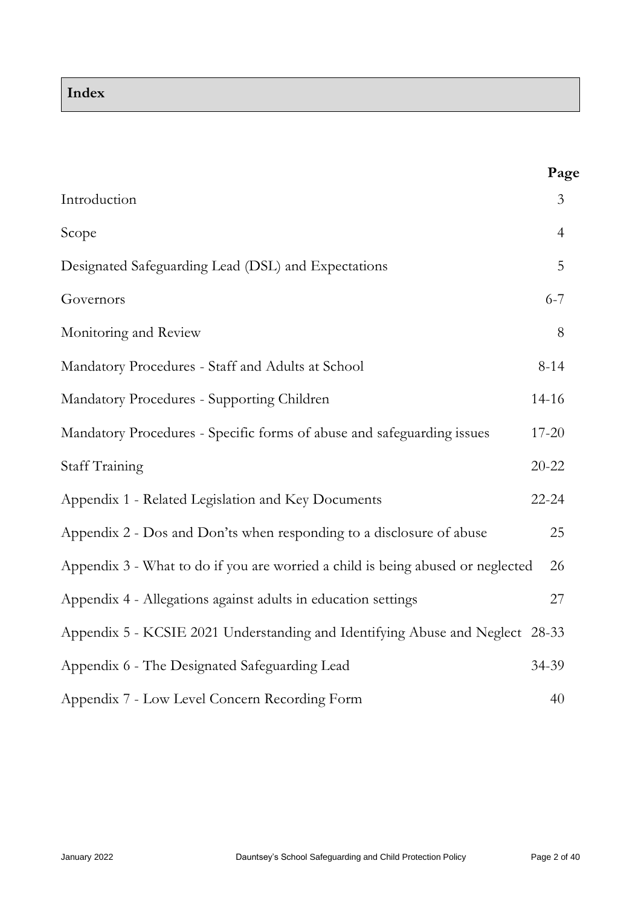## Index

| | Page |
|---|---|
| Introduction | 3 |
| Scope | 4 |
| Designated Safeguarding Lead (DSL) and Expectations | 5 |
| Governors | 6-7 |
| Monitoring and Review | 8 |
| Mandatory Procedures - Staff and Adults at School | 8-14 |
| Mandatory Procedures - Supporting Children | 14-16 |
| Mandatory Procedures - Specific forms of abuse and safeguarding issues | 17-20 |
| Staff Training | 20-22 |
| Appendix 1 - Related Legislation and Key Documents | 22-24 |
| Appendix 2 - Dos and Don'ts when responding to a disclosure of abuse | 25 |
| Appendix 3 - What to do if you are worried a child is being abused or neglected | 26 |
| Appendix 4 - Allegations against adults in education settings | 27 |
| Appendix 5 - KCSIE 2021 Understanding and Identifying Abuse and Neglect | 28-33 |
| Appendix 6 - The Designated Safeguarding Lead | 34-39 |
| Appendix 7 - Low Level Concern Recording Form | 40 |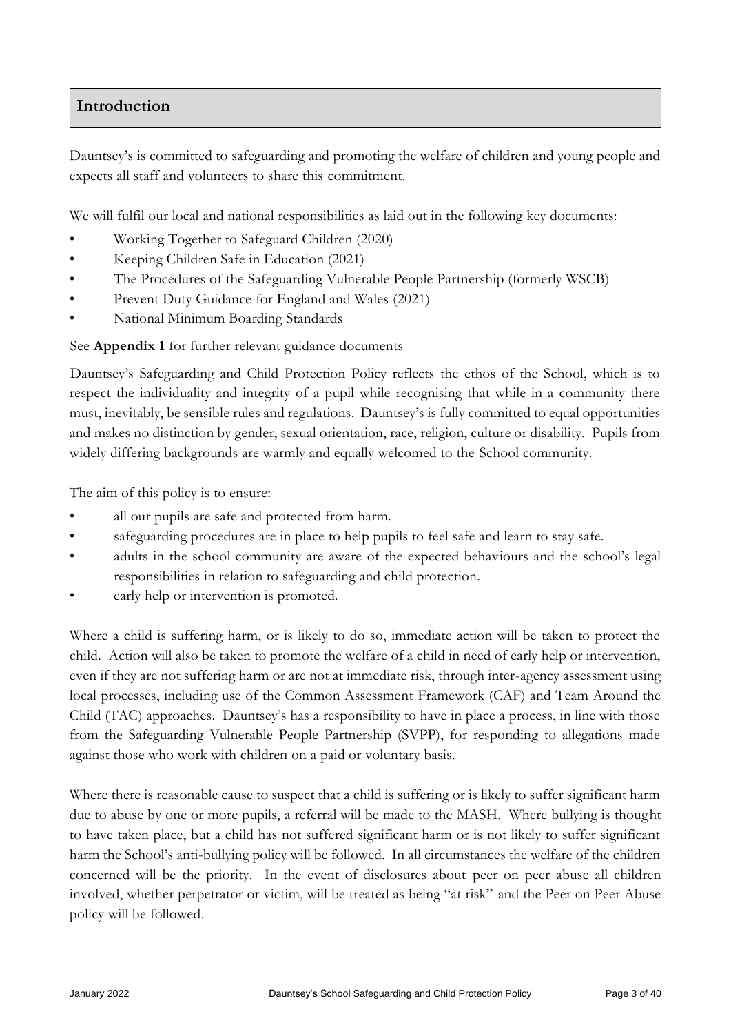## Introduction

Dauntsey's is committed to safeguarding and promoting the welfare of children and young people and expects all staff and volunteers to share this commitment.

We will fulfil our local and national responsibilities as laid out in the following key documents:

- Working Together to Safeguard Children (2020)
- Keeping Children Safe in Education (2021)
- The Procedures of the Safeguarding Vulnerable People Partnership (formerly WSCB)
- Prevent Duty Guidance for England and Wales (2021)
- National Minimum Boarding Standards

See **Appendix 1** for further relevant guidance documents

Dauntsey's Safeguarding and Child Protection Policy reflects the ethos of the School, which is to respect the individuality and integrity of a pupil while recognising that while in a community there must, inevitably, be sensible rules and regulations. Dauntsey's is fully committed to equal opportunities and makes no distinction by gender, sexual orientation, race, religion, culture or disability. Pupils from widely differing backgrounds are warmly and equally welcomed to the School community.

The aim of this policy is to ensure:

- all our pupils are safe and protected from harm.
- safeguarding procedures are in place to help pupils to feel safe and learn to stay safe.
- adults in the school community are aware of the expected behaviours and the school's legal responsibilities in relation to safeguarding and child protection.
- early help or intervention is promoted.

Where a child is suffering harm, or is likely to do so, immediate action will be taken to protect the child. Action will also be taken to promote the welfare of a child in need of early help or intervention, even if they are not suffering harm or are not at immediate risk, through inter-agency assessment using local processes, including use of the Common Assessment Framework (CAF) and Team Around the Child (TAC) approaches. Dauntsey's has a responsibility to have in place a process, in line with those from the Safeguarding Vulnerable People Partnership (SVPP), for responding to allegations made against those who work with children on a paid or voluntary basis.

Where there is reasonable cause to suspect that a child is suffering or is likely to suffer significant harm due to abuse by one or more pupils, a referral will be made to the MASH. Where bullying is thought to have taken place, but a child has not suffered significant harm or is not likely to suffer significant harm the School's anti-bullying policy will be followed. In all circumstances the welfare of the children concerned will be the priority. In the event of disclosures about peer on peer abuse all children involved, whether perpetrator or victim, will be treated as being "at risk" and the Peer on Peer Abuse policy will be followed.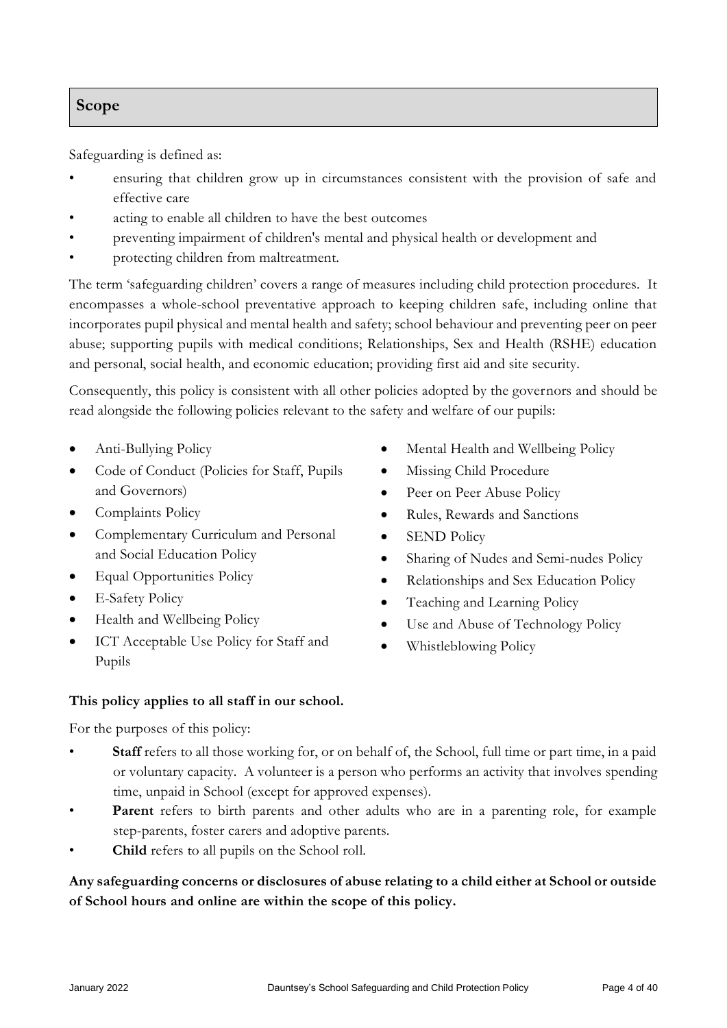## Scope

Safeguarding is defined as:

- ensuring that children grow up in circumstances consistent with the provision of safe and effective care
- acting to enable all children to have the best outcomes
- preventing impairment of children's mental and physical health or development and
- protecting children from maltreatment.

The term 'safeguarding children' covers a range of measures including child protection procedures. It encompasses a whole-school preventative approach to keeping children safe, including online that incorporates pupil physical and mental health and safety; school behaviour and preventing peer on peer abuse; supporting pupils with medical conditions; Relationships, Sex and Health (RSHE) education and personal, social health, and economic education; providing first aid and site security.

Consequently, this policy is consistent with all other policies adopted by the governors and should be read alongside the following policies relevant to the safety and welfare of our pupils:

- Anti-Bullying Policy
- Code of Conduct (Policies for Staff, Pupils and Governors)
- Complaints Policy
- Complementary Curriculum and Personal and Social Education Policy
- Equal Opportunities Policy
- E-Safety Policy
- Health and Wellbeing Policy
- ICT Acceptable Use Policy for Staff and Pupils
- Mental Health and Wellbeing Policy
- Missing Child Procedure
- Peer on Peer Abuse Policy
- Rules, Rewards and Sanctions
- SEND Policy
- Sharing of Nudes and Semi-nudes Policy
- Relationships and Sex Education Policy
- Teaching and Learning Policy
- Use and Abuse of Technology Policy
- Whistleblowing Policy

**This policy applies to all staff in our school.**

For the purposes of this policy:

- **Staff** refers to all those working for, or on behalf of, the School, full time or part time, in a paid or voluntary capacity. A volunteer is a person who performs an activity that involves spending time, unpaid in School (except for approved expenses).
- **Parent** refers to birth parents and other adults who are in a parenting role, for example step-parents, foster carers and adoptive parents.
- **Child** refers to all pupils on the School roll.

**Any safeguarding concerns or disclosures of abuse relating to a child either at School or outside of School hours and online are within the scope of this policy.**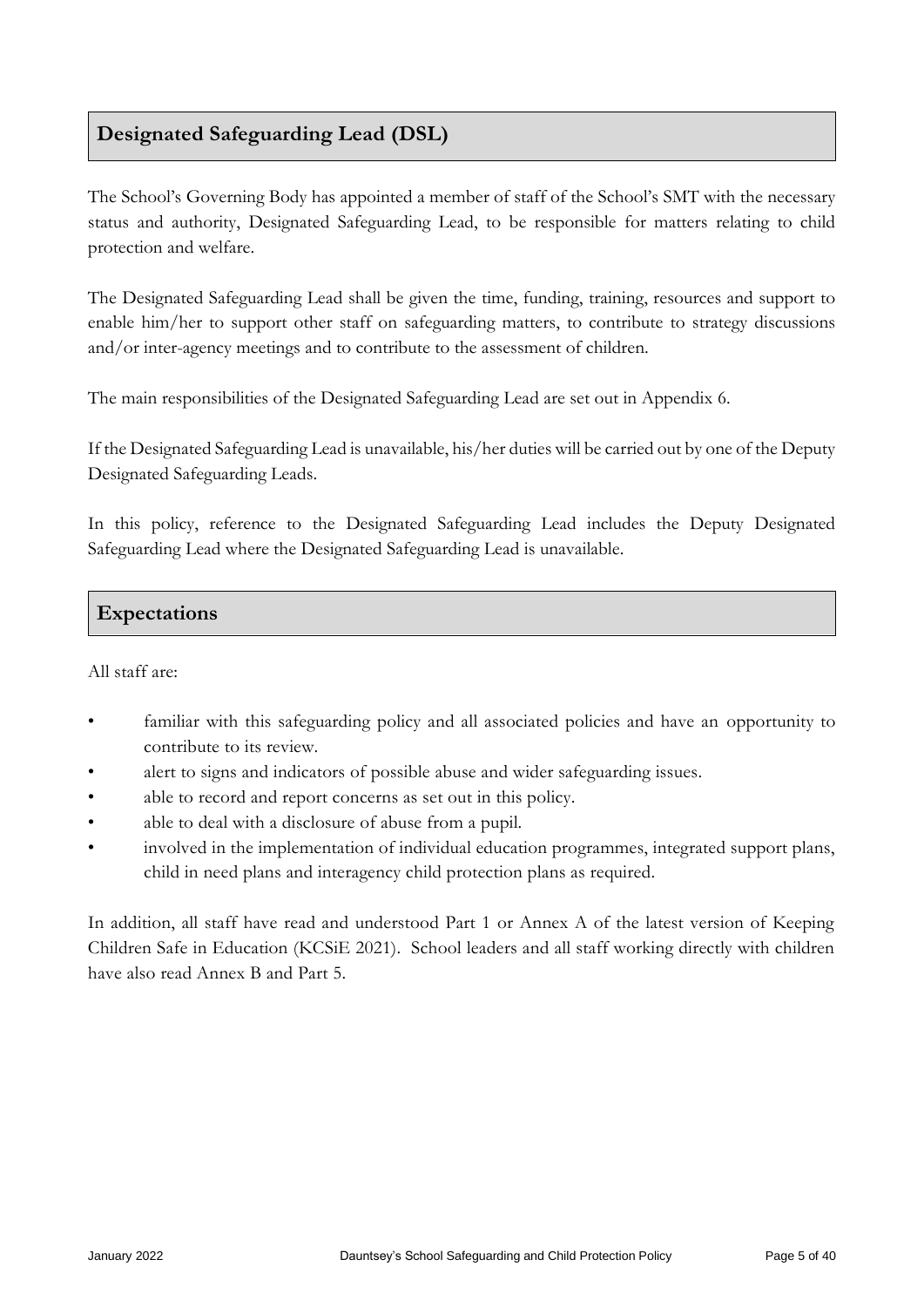## Designated Safeguarding Lead (DSL)

The School's Governing Body has appointed a member of staff of the School's SMT with the necessary status and authority, Designated Safeguarding Lead, to be responsible for matters relating to child protection and welfare.

The Designated Safeguarding Lead shall be given the time, funding, training, resources and support to enable him/her to support other staff on safeguarding matters, to contribute to strategy discussions and/or inter-agency meetings and to contribute to the assessment of children.

The main responsibilities of the Designated Safeguarding Lead are set out in Appendix 6.

If the Designated Safeguarding Lead is unavailable, his/her duties will be carried out by one of the Deputy Designated Safeguarding Leads.

In this policy, reference to the Designated Safeguarding Lead includes the Deputy Designated Safeguarding Lead where the Designated Safeguarding Lead is unavailable.

## Expectations

All staff are:

- familiar with this safeguarding policy and all associated policies and have an opportunity to contribute to its review.
- alert to signs and indicators of possible abuse and wider safeguarding issues.
- able to record and report concerns as set out in this policy.
- able to deal with a disclosure of abuse from a pupil.
- involved in the implementation of individual education programmes, integrated support plans, child in need plans and interagency child protection plans as required.

In addition, all staff have read and understood Part 1 or Annex A of the latest version of Keeping Children Safe in Education (KCSiE 2021). School leaders and all staff working directly with children have also read Annex B and Part 5.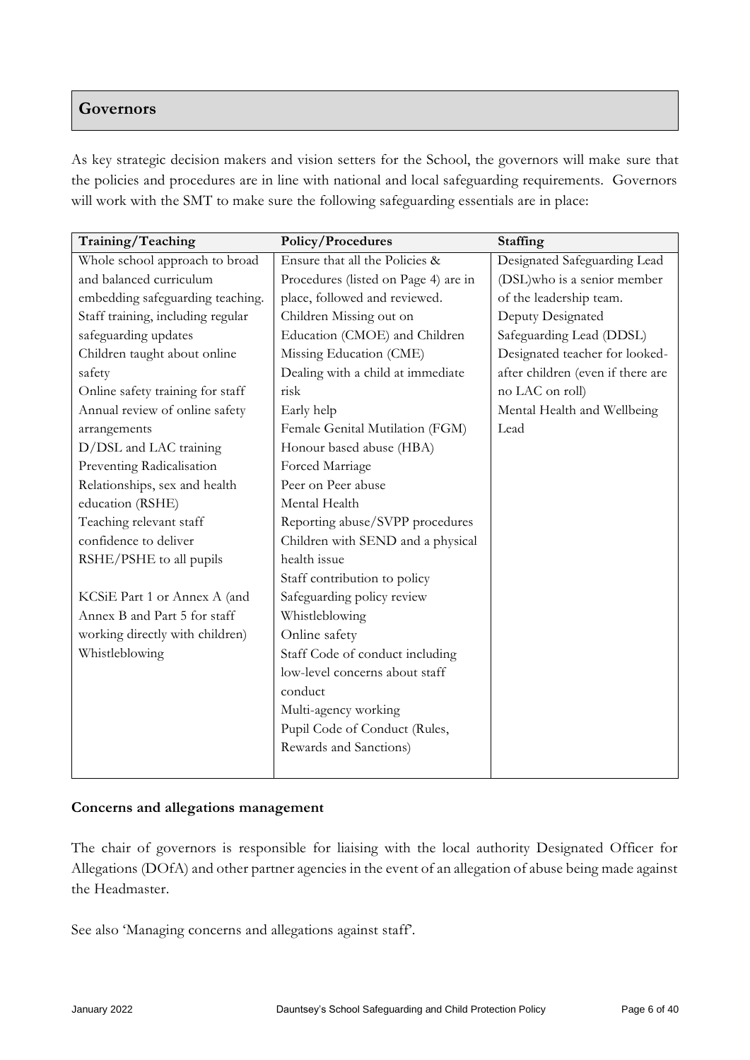## Governors

As key strategic decision makers and vision setters for the School, the governors will make sure that the policies and procedures are in line with national and local safeguarding requirements. Governors will work with the SMT to make sure the following safeguarding essentials are in place:

| Training/Teaching | Policy/Procedures | Staffing |
|---|---|---|
| Whole school approach to broad and balanced curriculum embedding safeguarding teaching. | Ensure that all the Policies & Procedures (listed on Page 4) are in place, followed and reviewed. | Designated Safeguarding Lead (DSL)who is a senior member of the leadership team. |
| Staff training, including regular safeguarding updates | Children Missing out on Education (CMOE) and Children Missing Education (CME) | Deputy Designated Safeguarding Lead (DDSL) |
| Children taught about online safety | Dealing with a child at immediate risk | Designated teacher for looked-after children (even if there are no LAC on roll) |
| Online safety training for staff | Early help | Mental Health and Wellbeing Lead |
| Annual review of online safety arrangements | Female Genital Mutilation (FGM) | |
| D/DSL and LAC training | Honour based abuse (HBA) | |
| Preventing Radicalisation | Forced Marriage | |
| Relationships, sex and health education (RSHE) | Peer on Peer abuse | |
| Teaching relevant staff confidence to deliver RSHE/PSHE to all pupils | Mental Health | |
| KCSiE Part 1 or Annex A (and Annex B and Part 5 for staff working directly with children) | Reporting abuse/SVPP procedures | |
| Whistleblowing | Children with SEND and a physical health issue | |
| | Staff contribution to policy | |
| | Safeguarding policy review | |
| | Whistleblowing | |
| | Online safety | |
| | Staff Code of conduct including low-level concerns about staff conduct | |
| | Multi-agency working | |
| | Pupil Code of Conduct (Rules, Rewards and Sanctions) | |

**Concerns and allegations management**

The chair of governors is responsible for liaising with the local authority Designated Officer for Allegations (DOfA) and other partner agencies in the event of an allegation of abuse being made against the Headmaster.

See also 'Managing concerns and allegations against staff'.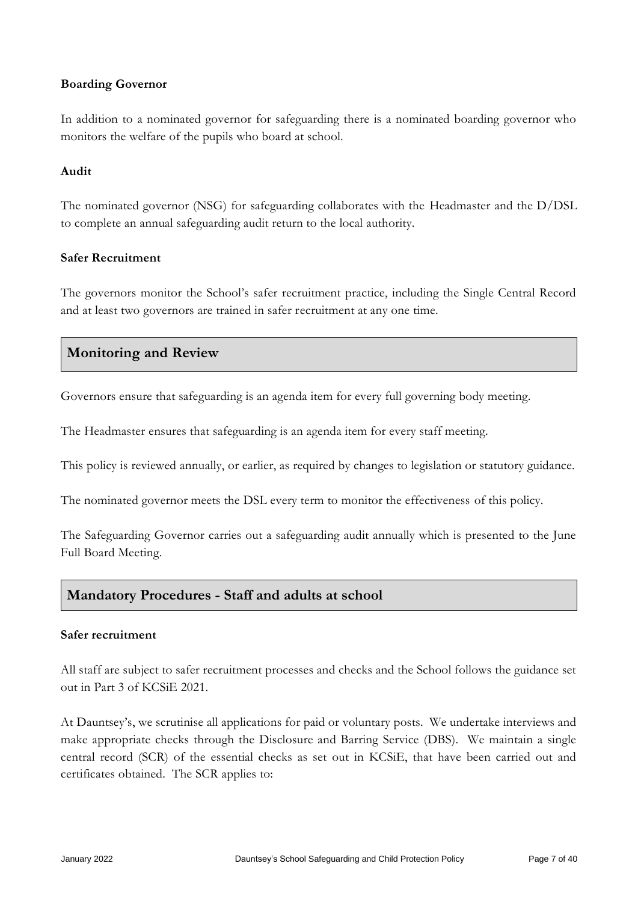**Boarding Governor**

In addition to a nominated governor for safeguarding there is a nominated boarding governor who monitors the welfare of the pupils who board at school.

**Audit**

The nominated governor (NSG) for safeguarding collaborates with the Headmaster and the D/DSL to complete an annual safeguarding audit return to the local authority.

**Safer Recruitment**

The governors monitor the School's safer recruitment practice, including the Single Central Record and at least two governors are trained in safer recruitment at any one time.

## Monitoring and Review

Governors ensure that safeguarding is an agenda item for every full governing body meeting.

The Headmaster ensures that safeguarding is an agenda item for every staff meeting.

This policy is reviewed annually, or earlier, as required by changes to legislation or statutory guidance.

The nominated governor meets the DSL every term to monitor the effectiveness of this policy.

The Safeguarding Governor carries out a safeguarding audit annually which is presented to the June Full Board Meeting.

## Mandatory Procedures - Staff and adults at school

**Safer recruitment**

All staff are subject to safer recruitment processes and checks and the School follows the guidance set out in Part 3 of KCSiE 2021.

At Dauntsey's, we scrutinise all applications for paid or voluntary posts. We undertake interviews and make appropriate checks through the Disclosure and Barring Service (DBS). We maintain a single central record (SCR) of the essential checks as set out in KCSiE, that have been carried out and certificates obtained. The SCR applies to: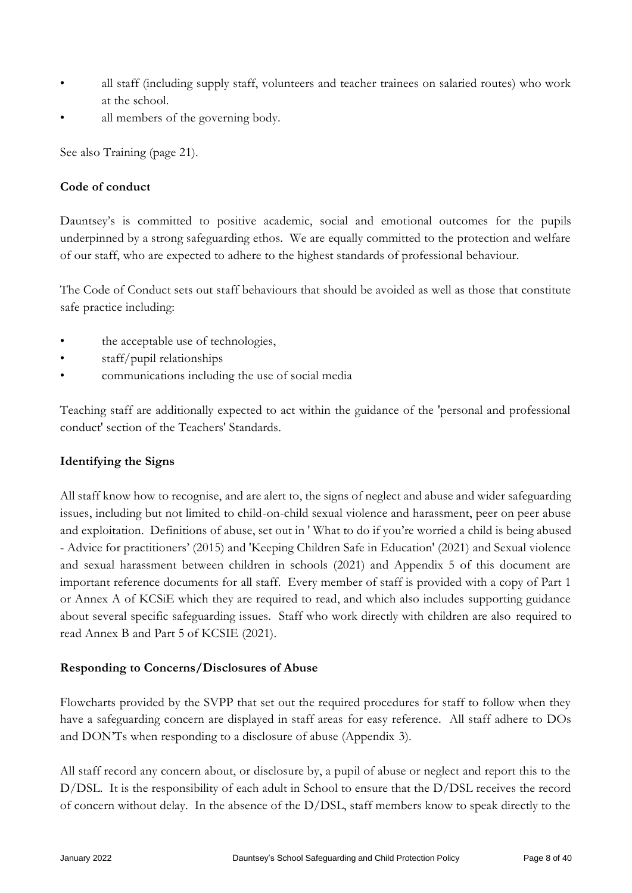- all staff (including supply staff, volunteers and teacher trainees on salaried routes) who work at the school.
- all members of the governing body.

See also Training (page 21).

**Code of conduct**

Dauntsey's is committed to positive academic, social and emotional outcomes for the pupils underpinned by a strong safeguarding ethos. We are equally committed to the protection and welfare of our staff, who are expected to adhere to the highest standards of professional behaviour.

The Code of Conduct sets out staff behaviours that should be avoided as well as those that constitute safe practice including:

- the acceptable use of technologies,
- staff/pupil relationships
- communications including the use of social media

Teaching staff are additionally expected to act within the guidance of the 'personal and professional conduct' section of the Teachers' Standards.

**Identifying the Signs**

All staff know how to recognise, and are alert to, the signs of neglect and abuse and wider safeguarding issues, including but not limited to child-on-child sexual violence and harassment, peer on peer abuse and exploitation. Definitions of abuse, set out in ' What to do if you're worried a child is being abused - Advice for practitioners' (2015) and 'Keeping Children Safe in Education' (2021) and Sexual violence and sexual harassment between children in schools (2021) and Appendix 5 of this document are important reference documents for all staff. Every member of staff is provided with a copy of Part 1 or Annex A of KCSiE which they are required to read, and which also includes supporting guidance about several specific safeguarding issues. Staff who work directly with children are also required to read Annex B and Part 5 of KCSIE (2021).

**Responding to Concerns/Disclosures of Abuse**

Flowcharts provided by the SVPP that set out the required procedures for staff to follow when they have a safeguarding concern are displayed in staff areas for easy reference. All staff adhere to DOs and DON'Ts when responding to a disclosure of abuse (Appendix 3).

All staff record any concern about, or disclosure by, a pupil of abuse or neglect and report this to the D/DSL. It is the responsibility of each adult in School to ensure that the D/DSL receives the record of concern without delay. In the absence of the D/DSL, staff members know to speak directly to the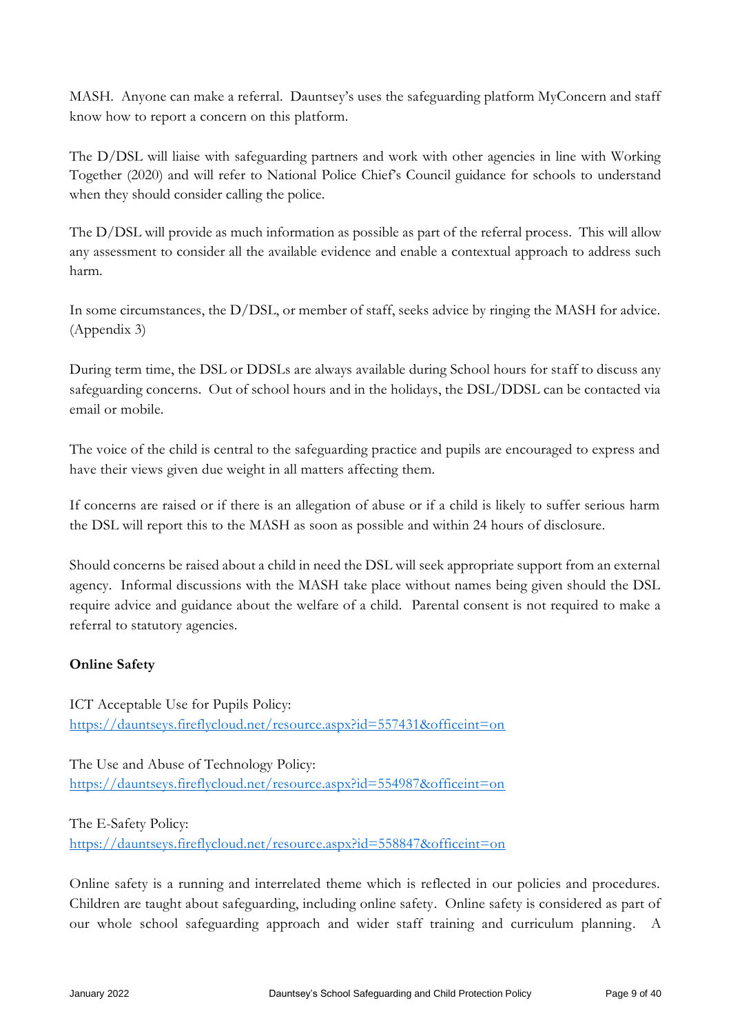MASH. Anyone can make a referral. Dauntsey's uses the safeguarding platform MyConcern and staff know how to report a concern on this platform.

The D/DSL will liaise with safeguarding partners and work with other agencies in line with Working Together (2020) and will refer to National Police Chief's Council guidance for schools to understand when they should consider calling the police.

The D/DSL will provide as much information as possible as part of the referral process. This will allow any assessment to consider all the available evidence and enable a contextual approach to address such harm.

In some circumstances, the D/DSL, or member of staff, seeks advice by ringing the MASH for advice. (Appendix 3)

During term time, the DSL or DDSLs are always available during School hours for staff to discuss any safeguarding concerns. Out of school hours and in the holidays, the DSL/DDSL can be contacted via email or mobile.

The voice of the child is central to the safeguarding practice and pupils are encouraged to express and have their views given due weight in all matters affecting them.

If concerns are raised or if there is an allegation of abuse or if a child is likely to suffer serious harm the DSL will report this to the MASH as soon as possible and within 24 hours of disclosure.

Should concerns be raised about a child in need the DSL will seek appropriate support from an external agency. Informal discussions with the MASH take place without names being given should the DSL require advice and guidance about the welfare of a child. Parental consent is not required to make a referral to statutory agencies.

**Online Safety**

ICT Acceptable Use for Pupils Policy:
https://dauntseys.fireflycloud.net/resource.aspx?id=557431&officeint=on

The Use and Abuse of Technology Policy:
https://dauntseys.fireflycloud.net/resource.aspx?id=554987&officeint=on

The E-Safety Policy:
https://dauntseys.fireflycloud.net/resource.aspx?id=558847&officeint=on

Online safety is a running and interrelated theme which is reflected in our policies and procedures. Children are taught about safeguarding, including online safety. Online safety is considered as part of our whole school safeguarding approach and wider staff training and curriculum planning. A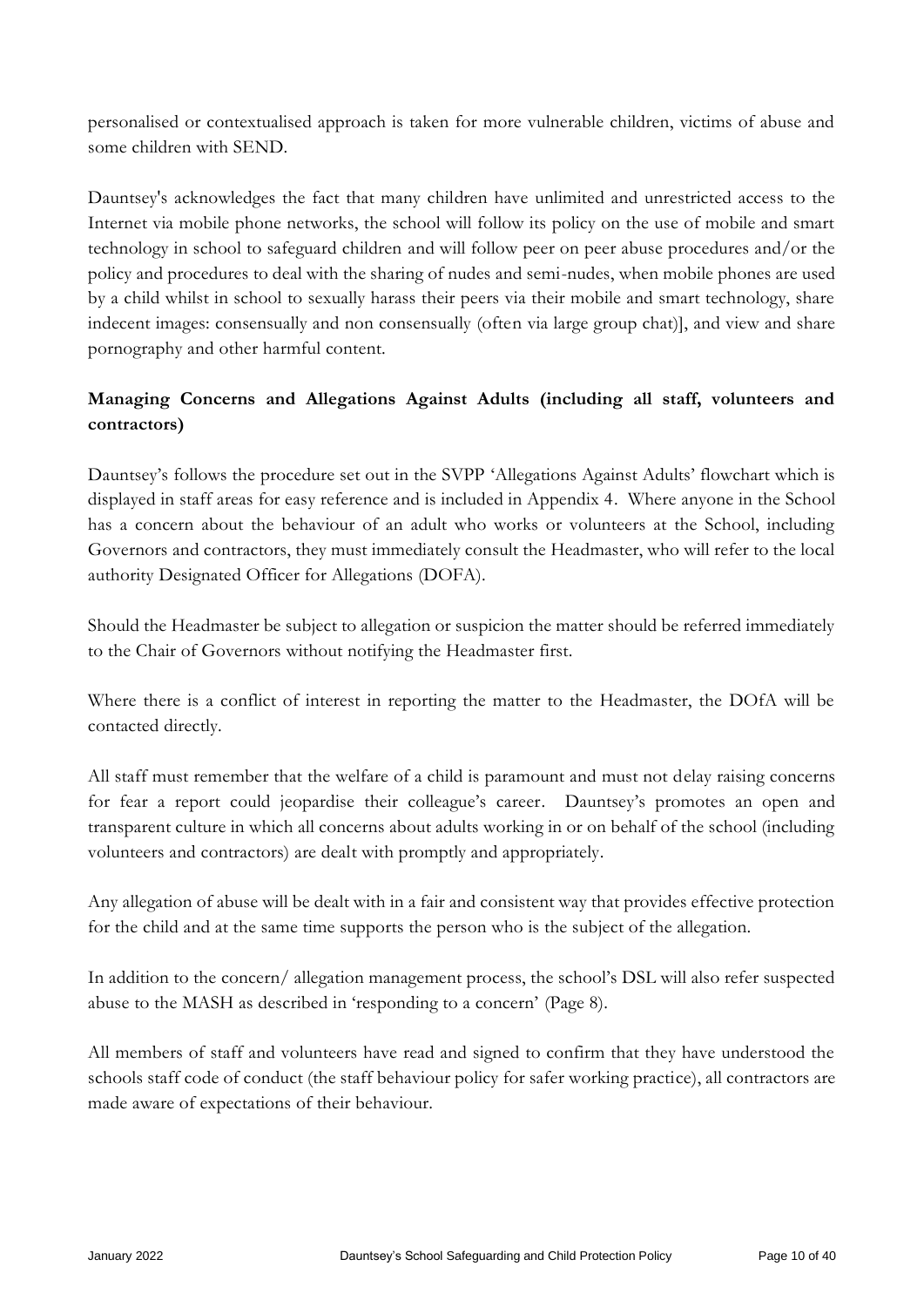personalised or contextualised approach is taken for more vulnerable children, victims of abuse and some children with SEND.

Dauntsey's acknowledges the fact that many children have unlimited and unrestricted access to the Internet via mobile phone networks, the school will follow its policy on the use of mobile and smart technology in school to safeguard children and will follow peer on peer abuse procedures and/or the policy and procedures to deal with the sharing of nudes and semi-nudes, when mobile phones are used by a child whilst in school to sexually harass their peers via their mobile and smart technology, share indecent images: consensually and non consensually (often via large group chat)], and view and share pornography and other harmful content.

**Managing Concerns and Allegations Against Adults (including all staff, volunteers and contractors)**

Dauntsey's follows the procedure set out in the SVPP 'Allegations Against Adults' flowchart which is displayed in staff areas for easy reference and is included in Appendix 4. Where anyone in the School has a concern about the behaviour of an adult who works or volunteers at the School, including Governors and contractors, they must immediately consult the Headmaster, who will refer to the local authority Designated Officer for Allegations (DOFA).

Should the Headmaster be subject to allegation or suspicion the matter should be referred immediately to the Chair of Governors without notifying the Headmaster first.

Where there is a conflict of interest in reporting the matter to the Headmaster, the DOfA will be contacted directly.

All staff must remember that the welfare of a child is paramount and must not delay raising concerns for fear a report could jeopardise their colleague's career. Dauntsey's promotes an open and transparent culture in which all concerns about adults working in or on behalf of the school (including volunteers and contractors) are dealt with promptly and appropriately.

Any allegation of abuse will be dealt with in a fair and consistent way that provides effective protection for the child and at the same time supports the person who is the subject of the allegation.

In addition to the concern/ allegation management process, the school's DSL will also refer suspected abuse to the MASH as described in 'responding to a concern' (Page 8).

All members of staff and volunteers have read and signed to confirm that they have understood the schools staff code of conduct (the staff behaviour policy for safer working practice), all contractors are made aware of expectations of their behaviour.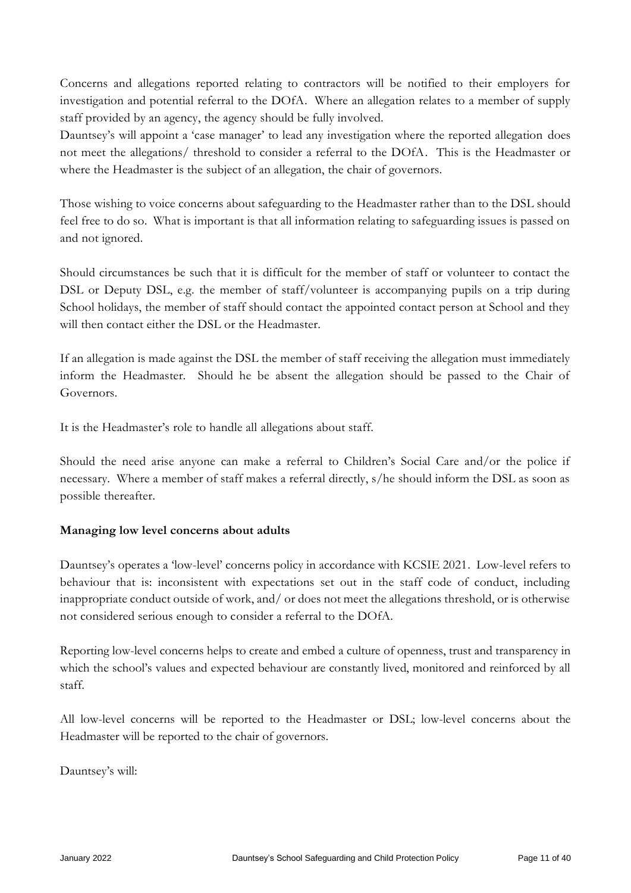Concerns and allegations reported relating to contractors will be notified to their employers for investigation and potential referral to the DOfA. Where an allegation relates to a member of supply staff provided by an agency, the agency should be fully involved.
Dauntsey's will appoint a 'case manager' to lead any investigation where the reported allegation does not meet the allegations/ threshold to consider a referral to the DOfA. This is the Headmaster or where the Headmaster is the subject of an allegation, the chair of governors.

Those wishing to voice concerns about safeguarding to the Headmaster rather than to the DSL should feel free to do so. What is important is that all information relating to safeguarding issues is passed on and not ignored.

Should circumstances be such that it is difficult for the member of staff or volunteer to contact the DSL or Deputy DSL, e.g. the member of staff/volunteer is accompanying pupils on a trip during School holidays, the member of staff should contact the appointed contact person at School and they will then contact either the DSL or the Headmaster.

If an allegation is made against the DSL the member of staff receiving the allegation must immediately inform the Headmaster. Should he be absent the allegation should be passed to the Chair of Governors.

It is the Headmaster's role to handle all allegations about staff.

Should the need arise anyone can make a referral to Children's Social Care and/or the police if necessary. Where a member of staff makes a referral directly, s/he should inform the DSL as soon as possible thereafter.

**Managing low level concerns about adults**

Dauntsey's operates a 'low-level' concerns policy in accordance with KCSIE 2021. Low-level refers to behaviour that is: inconsistent with expectations set out in the staff code of conduct, including inappropriate conduct outside of work, and/ or does not meet the allegations threshold, or is otherwise not considered serious enough to consider a referral to the DOfA.

Reporting low-level concerns helps to create and embed a culture of openness, trust and transparency in which the school's values and expected behaviour are constantly lived, monitored and reinforced by all staff.

All low-level concerns will be reported to the Headmaster or DSL; low-level concerns about the Headmaster will be reported to the chair of governors.

Dauntsey's will: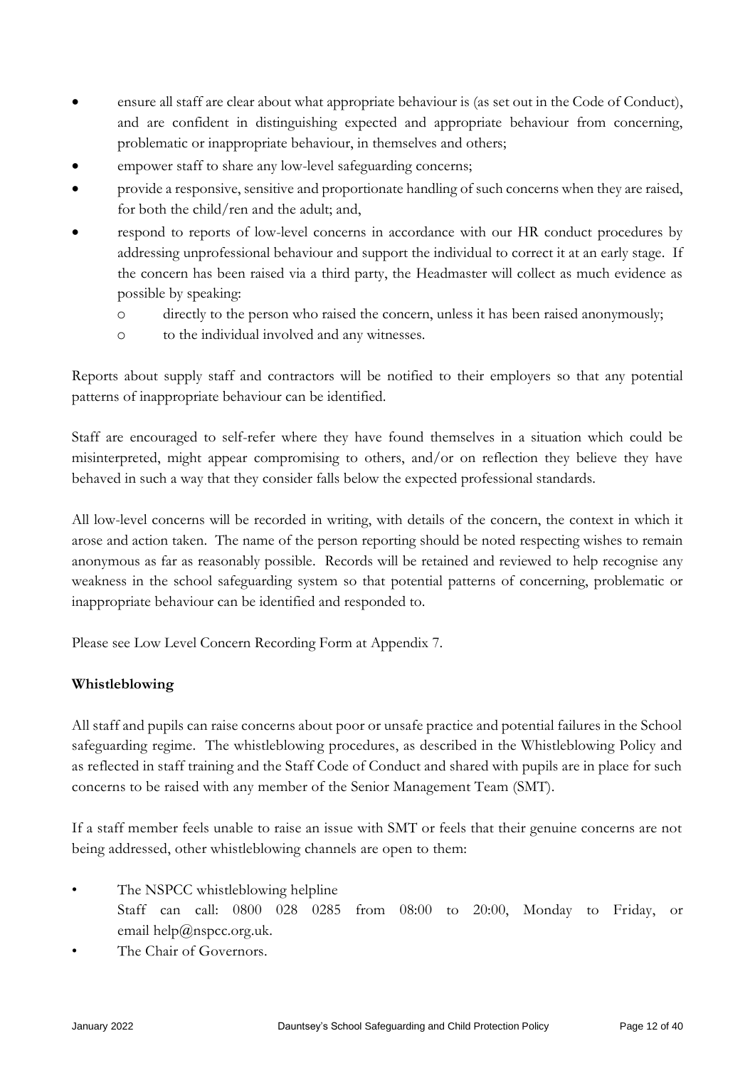- ensure all staff are clear about what appropriate behaviour is (as set out in the Code of Conduct), and are confident in distinguishing expected and appropriate behaviour from concerning, problematic or inappropriate behaviour, in themselves and others;
- empower staff to share any low-level safeguarding concerns;
- provide a responsive, sensitive and proportionate handling of such concerns when they are raised, for both the child/ren and the adult; and,
- respond to reports of low-level concerns in accordance with our HR conduct procedures by addressing unprofessional behaviour and support the individual to correct it at an early stage. If the concern has been raised via a third party, the Headmaster will collect as much evidence as possible by speaking:
    - directly to the person who raised the concern, unless it has been raised anonymously;
    - to the individual involved and any witnesses.

Reports about supply staff and contractors will be notified to their employers so that any potential patterns of inappropriate behaviour can be identified.

Staff are encouraged to self-refer where they have found themselves in a situation which could be misinterpreted, might appear compromising to others, and/or on reflection they believe they have behaved in such a way that they consider falls below the expected professional standards.

All low-level concerns will be recorded in writing, with details of the concern, the context in which it arose and action taken. The name of the person reporting should be noted respecting wishes to remain anonymous as far as reasonably possible. Records will be retained and reviewed to help recognise any weakness in the school safeguarding system so that potential patterns of concerning, problematic or inappropriate behaviour can be identified and responded to.

Please see Low Level Concern Recording Form at Appendix 7.

**Whistleblowing**

All staff and pupils can raise concerns about poor or unsafe practice and potential failures in the School safeguarding regime. The whistleblowing procedures, as described in the Whistleblowing Policy and as reflected in staff training and the Staff Code of Conduct and shared with pupils are in place for such concerns to be raised with any member of the Senior Management Team (SMT).

If a staff member feels unable to raise an issue with SMT or feels that their genuine concerns are not being addressed, other whistleblowing channels are open to them:

- The NSPCC whistleblowing helpline
  Staff can call: 0800 028 0285 from 08:00 to 20:00, Monday to Friday, or email help@nspcc.org.uk.
- The Chair of Governors.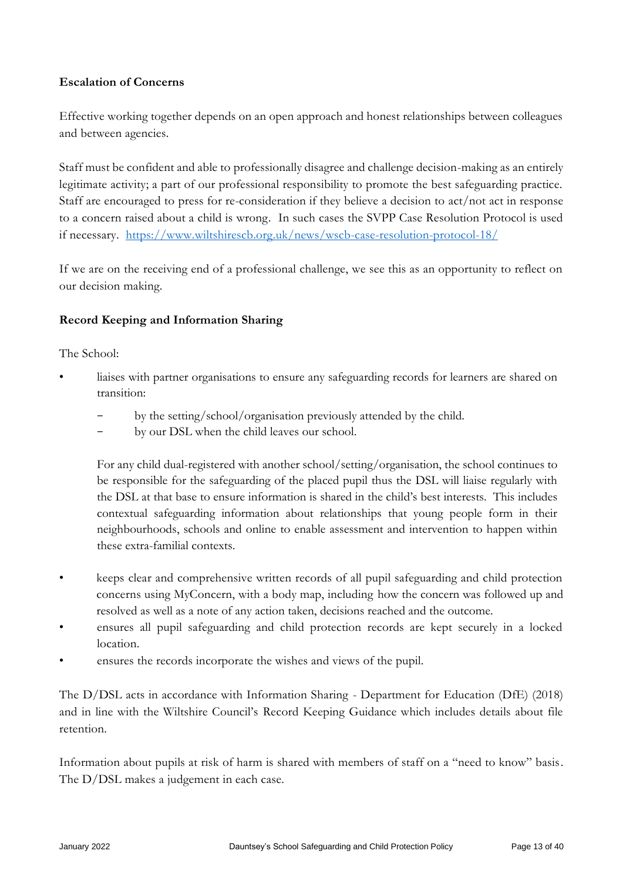**Escalation of Concerns**

Effective working together depends on an open approach and honest relationships between colleagues and between agencies.

Staff must be confident and able to professionally disagree and challenge decision-making as an entirely legitimate activity; a part of our professional responsibility to promote the best safeguarding practice. Staff are encouraged to press for re-consideration if they believe a decision to act/not act in response to a concern raised about a child is wrong. In such cases the SVPP Case Resolution Protocol is used if necessary. [https://www.wiltshirescb.org.uk/news/wscb-case-resolution-protocol-18/](https://www.wiltshirescb.org.uk/news/wscb-case-resolution-protocol-18/)

If we are on the receiving end of a professional challenge, we see this as an opportunity to reflect on our decision making.

**Record Keeping and Information Sharing**

The School:

- liaises with partner organisations to ensure any safeguarding records for learners are shared on transition:
  - by the setting/school/organisation previously attended by the child.
  - by our DSL when the child leaves our school.

  For any child dual-registered with another school/setting/organisation, the school continues to be responsible for the safeguarding of the placed pupil thus the DSL will liaise regularly with the DSL at that base to ensure information is shared in the child's best interests. This includes contextual safeguarding information about relationships that young people form in their neighbourhoods, schools and online to enable assessment and intervention to happen within these extra-familial contexts.

- keeps clear and comprehensive written records of all pupil safeguarding and child protection concerns using MyConcern, with a body map, including how the concern was followed up and resolved as well as a note of any action taken, decisions reached and the outcome.
- ensures all pupil safeguarding and child protection records are kept securely in a locked location.
- ensures the records incorporate the wishes and views of the pupil.

The D/DSL acts in accordance with Information Sharing - Department for Education (DfE) (2018) and in line with the Wiltshire Council's Record Keeping Guidance which includes details about file retention.

Information about pupils at risk of harm is shared with members of staff on a "need to know" basis. The D/DSL makes a judgement in each case.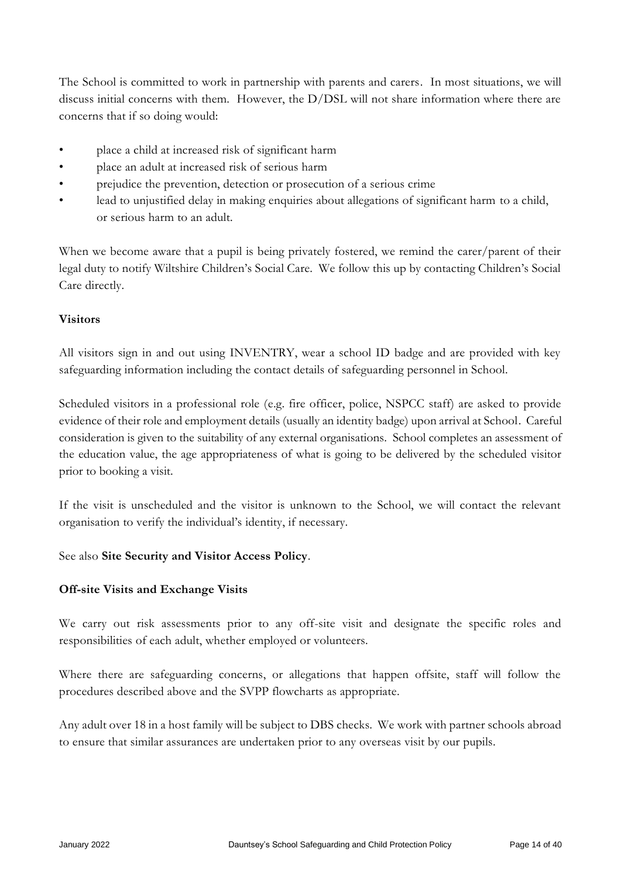The School is committed to work in partnership with parents and carers. In most situations, we will discuss initial concerns with them. However, the D/DSL will not share information where there are concerns that if so doing would:

- place a child at increased risk of significant harm
- place an adult at increased risk of serious harm
- prejudice the prevention, detection or prosecution of a serious crime
- lead to unjustified delay in making enquiries about allegations of significant harm to a child, or serious harm to an adult.

When we become aware that a pupil is being privately fostered, we remind the carer/parent of their legal duty to notify Wiltshire Children's Social Care. We follow this up by contacting Children's Social Care directly.

**Visitors**

All visitors sign in and out using INVENTRY, wear a school ID badge and are provided with key safeguarding information including the contact details of safeguarding personnel in School.

Scheduled visitors in a professional role (e.g. fire officer, police, NSPCC staff) are asked to provide evidence of their role and employment details (usually an identity badge) upon arrival at School. Careful consideration is given to the suitability of any external organisations. School completes an assessment of the education value, the age appropriateness of what is going to be delivered by the scheduled visitor prior to booking a visit.

If the visit is unscheduled and the visitor is unknown to the School, we will contact the relevant organisation to verify the individual's identity, if necessary.

See also **Site Security and Visitor Access Policy**.

**Off-site Visits and Exchange Visits**

We carry out risk assessments prior to any off-site visit and designate the specific roles and responsibilities of each adult, whether employed or volunteers.

Where there are safeguarding concerns, or allegations that happen offsite, staff will follow the procedures described above and the SVPP flowcharts as appropriate.

Any adult over 18 in a host family will be subject to DBS checks. We work with partner schools abroad to ensure that similar assurances are undertaken prior to any overseas visit by our pupils.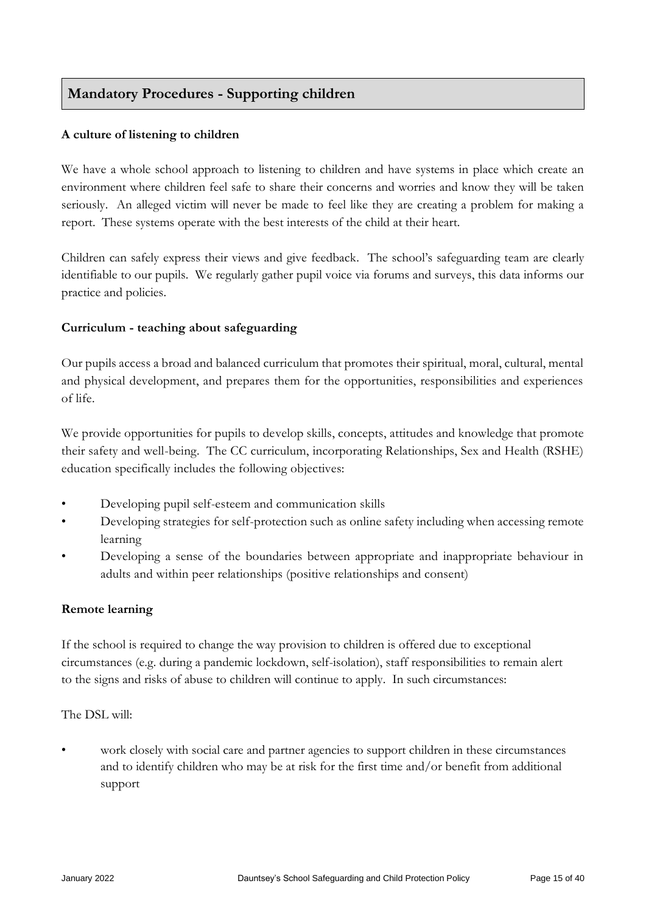## Mandatory Procedures - Supporting children

**A culture of listening to children**

We have a whole school approach to listening to children and have systems in place which create an environment where children feel safe to share their concerns and worries and know they will be taken seriously. An alleged victim will never be made to feel like they are creating a problem for making a report. These systems operate with the best interests of the child at their heart.

Children can safely express their views and give feedback. The school's safeguarding team are clearly identifiable to our pupils. We regularly gather pupil voice via forums and surveys, this data informs our practice and policies.

**Curriculum - teaching about safeguarding**

Our pupils access a broad and balanced curriculum that promotes their spiritual, moral, cultural, mental and physical development, and prepares them for the opportunities, responsibilities and experiences of life.

We provide opportunities for pupils to develop skills, concepts, attitudes and knowledge that promote their safety and well-being. The CC curriculum, incorporating Relationships, Sex and Health (RSHE) education specifically includes the following objectives:

- Developing pupil self-esteem and communication skills
- Developing strategies for self-protection such as online safety including when accessing remote learning
- Developing a sense of the boundaries between appropriate and inappropriate behaviour in adults and within peer relationships (positive relationships and consent)

**Remote learning**

If the school is required to change the way provision to children is offered due to exceptional circumstances (e.g. during a pandemic lockdown, self-isolation), staff responsibilities to remain alert to the signs and risks of abuse to children will continue to apply. In such circumstances:

The DSL will:

- work closely with social care and partner agencies to support children in these circumstances and to identify children who may be at risk for the first time and/or benefit from additional support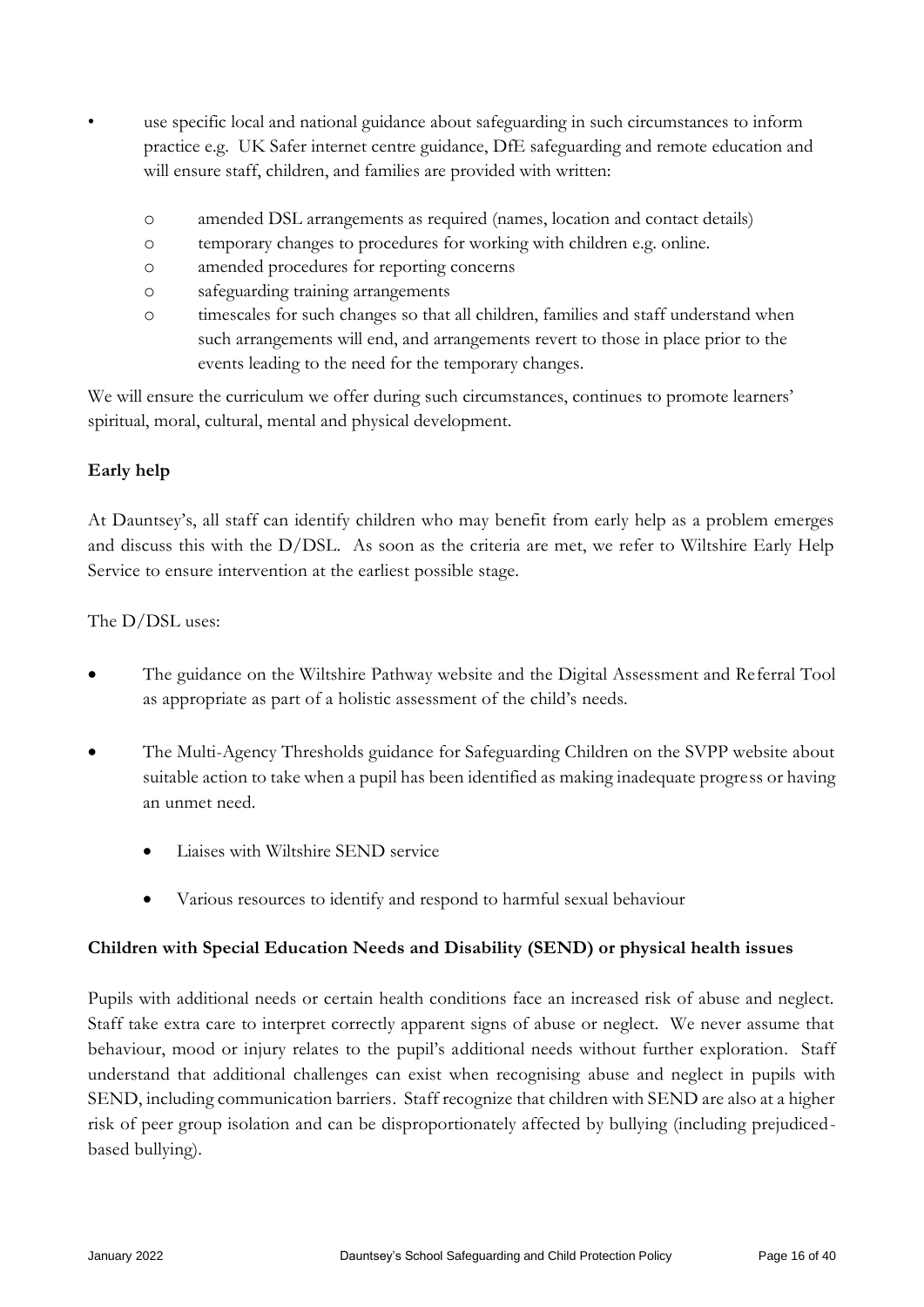- use specific local and national guidance about safeguarding in such circumstances to inform practice e.g. UK Safer internet centre guidance, DfE safeguarding and remote education and will ensure staff, children, and families are provided with written:
  - amended DSL arrangements as required (names, location and contact details)
  - temporary changes to procedures for working with children e.g. online.
  - amended procedures for reporting concerns
  - safeguarding training arrangements
  - timescales for such changes so that all children, families and staff understand when such arrangements will end, and arrangements revert to those in place prior to the events leading to the need for the temporary changes.

We will ensure the curriculum we offer during such circumstances, continues to promote learners' spiritual, moral, cultural, mental and physical development.

**Early help**

At Dauntsey's, all staff can identify children who may benefit from early help as a problem emerges and discuss this with the D/DSL. As soon as the criteria are met, we refer to Wiltshire Early Help Service to ensure intervention at the earliest possible stage.

The D/DSL uses:

- The guidance on the Wiltshire Pathway website and the Digital Assessment and Referral Tool as appropriate as part of a holistic assessment of the child's needs.
- The Multi-Agency Thresholds guidance for Safeguarding Children on the SVPP website about suitable action to take when a pupil has been identified as making inadequate progress or having an unmet need.
  - Liaises with Wiltshire SEND service
  - Various resources to identify and respond to harmful sexual behaviour

**Children with Special Education Needs and Disability (SEND) or physical health issues**

Pupils with additional needs or certain health conditions face an increased risk of abuse and neglect. Staff take extra care to interpret correctly apparent signs of abuse or neglect. We never assume that behaviour, mood or injury relates to the pupil's additional needs without further exploration. Staff understand that additional challenges can exist when recognising abuse and neglect in pupils with SEND, including communication barriers. Staff recognize that children with SEND are also at a higher risk of peer group isolation and can be disproportionately affected by bullying (including prejudiced-based bullying).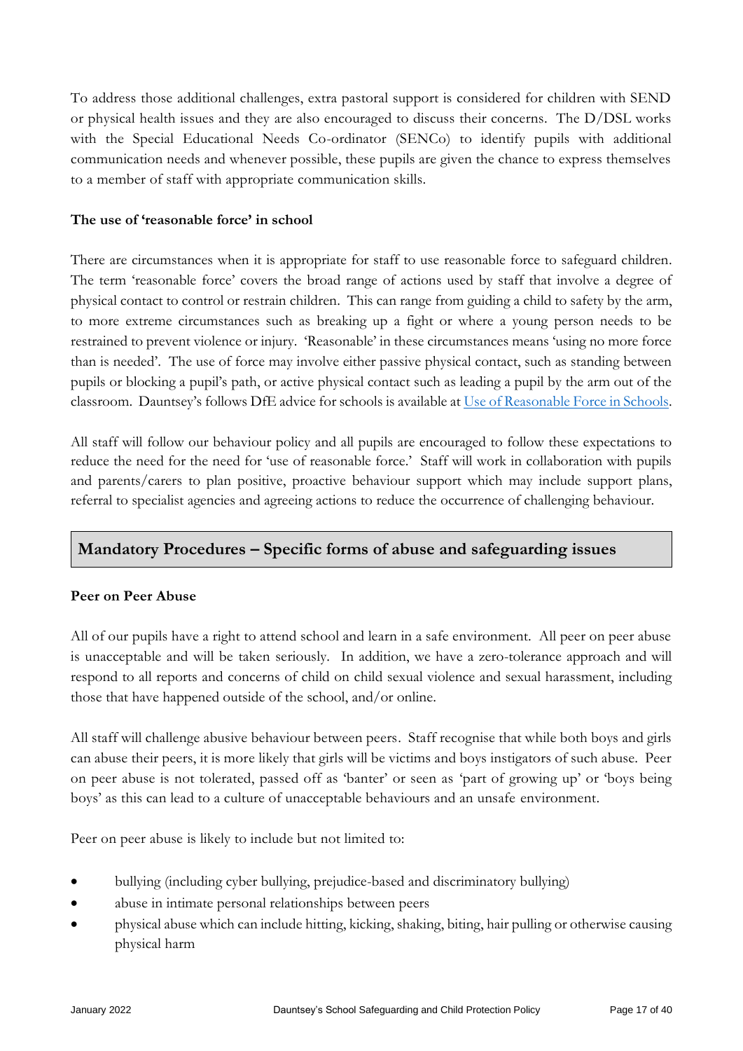To address those additional challenges, extra pastoral support is considered for children with SEND or physical health issues and they are also encouraged to discuss their concerns. The D/DSL works with the Special Educational Needs Co-ordinator (SENCo) to identify pupils with additional communication needs and whenever possible, these pupils are given the chance to express themselves to a member of staff with appropriate communication skills.

**The use of 'reasonable force' in school**

There are circumstances when it is appropriate for staff to use reasonable force to safeguard children. The term 'reasonable force' covers the broad range of actions used by staff that involve a degree of physical contact to control or restrain children. This can range from guiding a child to safety by the arm, to more extreme circumstances such as breaking up a fight or where a young person needs to be restrained to prevent violence or injury. 'Reasonable' in these circumstances means 'using no more force than is needed'. The use of force may involve either passive physical contact, such as standing between pupils or blocking a pupil's path, or active physical contact such as leading a pupil by the arm out of the classroom. Dauntsey's follows DfE advice for schools is available at [Use of Reasonable Force in Schools](Use of Reasonable Force in Schools).

All staff will follow our behaviour policy and all pupils are encouraged to follow these expectations to reduce the need for the need for 'use of reasonable force.' Staff will work in collaboration with pupils and parents/carers to plan positive, proactive behaviour support which may include support plans, referral to specialist agencies and agreeing actions to reduce the occurrence of challenging behaviour.

## Mandatory Procedures – Specific forms of abuse and safeguarding issues

**Peer on Peer Abuse**

All of our pupils have a right to attend school and learn in a safe environment. All peer on peer abuse is unacceptable and will be taken seriously. In addition, we have a zero-tolerance approach and will respond to all reports and concerns of child on child sexual violence and sexual harassment, including those that have happened outside of the school, and/or online.

All staff will challenge abusive behaviour between peers. Staff recognise that while both boys and girls can abuse their peers, it is more likely that girls will be victims and boys instigators of such abuse. Peer on peer abuse is not tolerated, passed off as 'banter' or seen as 'part of growing up' or 'boys being boys' as this can lead to a culture of unacceptable behaviours and an unsafe environment.

Peer on peer abuse is likely to include but not limited to:

- bullying (including cyber bullying, prejudice-based and discriminatory bullying)
- abuse in intimate personal relationships between peers
- physical abuse which can include hitting, kicking, shaking, biting, hair pulling or otherwise causing physical harm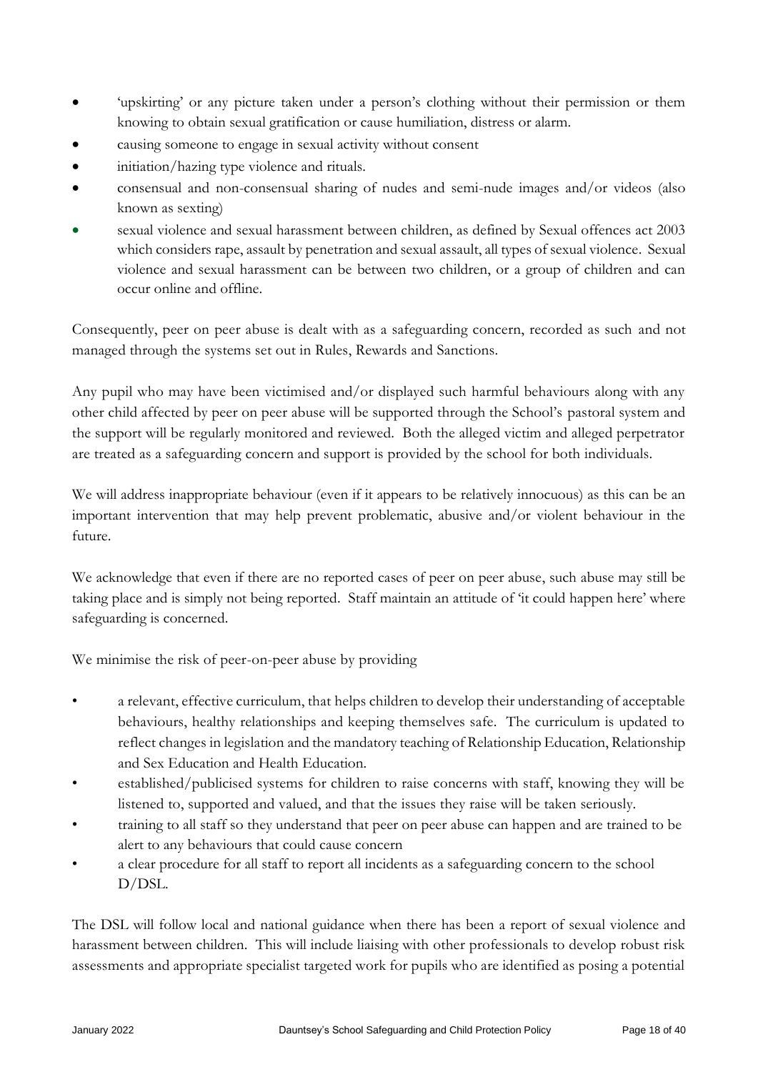- 'upskirting' or any picture taken under a person's clothing without their permission or them knowing to obtain sexual gratification or cause humiliation, distress or alarm.
- causing someone to engage in sexual activity without consent
- initiation/hazing type violence and rituals.
- consensual and non-consensual sharing of nudes and semi-nude images and/or videos (also known as sexting)
- sexual violence and sexual harassment between children, as defined by Sexual offences act 2003 which considers rape, assault by penetration and sexual assault, all types of sexual violence. Sexual violence and sexual harassment can be between two children, or a group of children and can occur online and offline.

Consequently, peer on peer abuse is dealt with as a safeguarding concern, recorded as such and not managed through the systems set out in Rules, Rewards and Sanctions.

Any pupil who may have been victimised and/or displayed such harmful behaviours along with any other child affected by peer on peer abuse will be supported through the School's pastoral system and the support will be regularly monitored and reviewed. Both the alleged victim and alleged perpetrator are treated as a safeguarding concern and support is provided by the school for both individuals.

We will address inappropriate behaviour (even if it appears to be relatively innocuous) as this can be an important intervention that may help prevent problematic, abusive and/or violent behaviour in the future.

We acknowledge that even if there are no reported cases of peer on peer abuse, such abuse may still be taking place and is simply not being reported. Staff maintain an attitude of 'it could happen here' where safeguarding is concerned.

We minimise the risk of peer-on-peer abuse by providing

- a relevant, effective curriculum, that helps children to develop their understanding of acceptable behaviours, healthy relationships and keeping themselves safe. The curriculum is updated to reflect changes in legislation and the mandatory teaching of Relationship Education, Relationship and Sex Education and Health Education.
- established/publicised systems for children to raise concerns with staff, knowing they will be listened to, supported and valued, and that the issues they raise will be taken seriously.
- training to all staff so they understand that peer on peer abuse can happen and are trained to be alert to any behaviours that could cause concern
- a clear procedure for all staff to report all incidents as a safeguarding concern to the school D/DSL.

The DSL will follow local and national guidance when there has been a report of sexual violence and harassment between children. This will include liaising with other professionals to develop robust risk assessments and appropriate specialist targeted work for pupils who are identified as posing a potential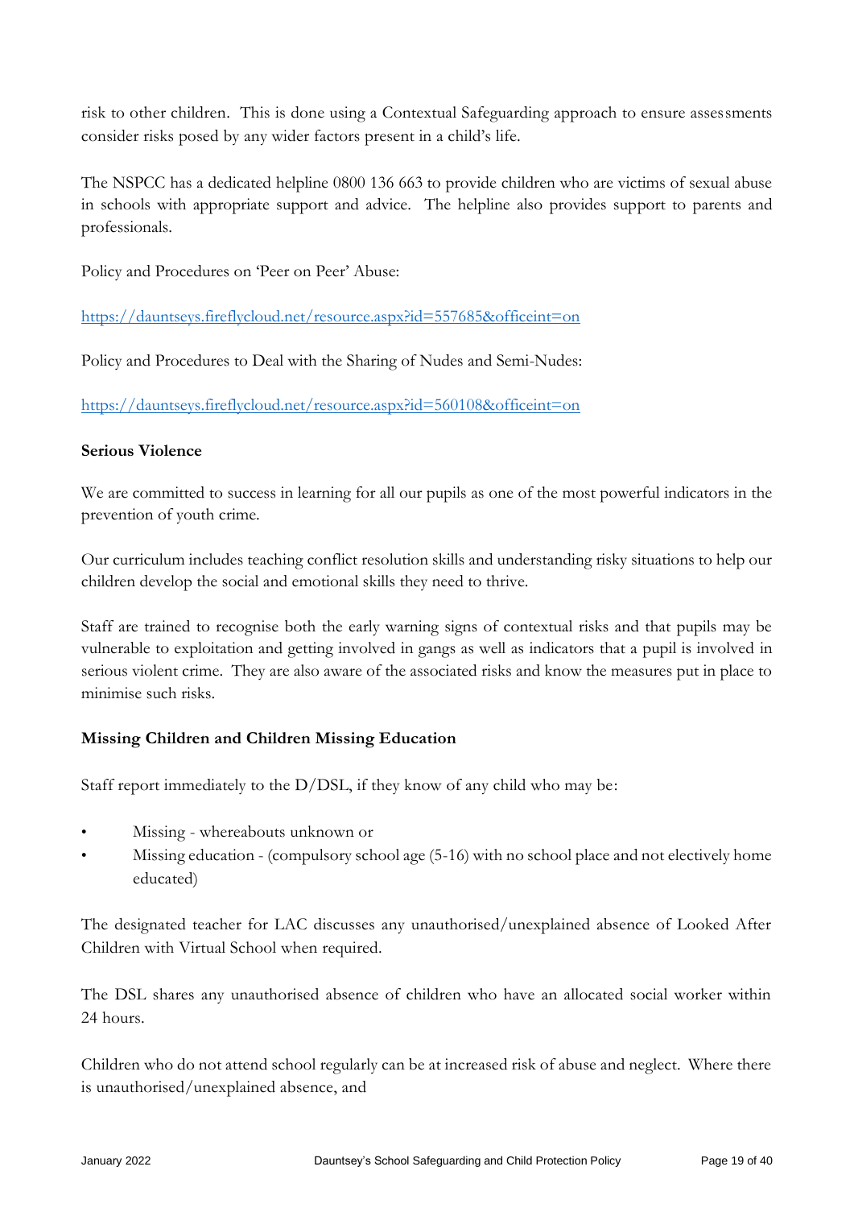risk to other children. This is done using a Contextual Safeguarding approach to ensure assessments consider risks posed by any wider factors present in a child's life.

The NSPCC has a dedicated helpline 0800 136 663 to provide children who are victims of sexual abuse in schools with appropriate support and advice. The helpline also provides support to parents and professionals.

Policy and Procedures on 'Peer on Peer' Abuse:

[https://dauntseys.fireflycloud.net/resource.aspx?id=557685&officeint=on](https://dauntseys.fireflycloud.net/resource.aspx?id=557685&officeint=on)

Policy and Procedures to Deal with the Sharing of Nudes and Semi-Nudes:

[https://dauntseys.fireflycloud.net/resource.aspx?id=560108&officeint=on](https://dauntseys.fireflycloud.net/resource.aspx?id=560108&officeint=on)

**Serious Violence**

We are committed to success in learning for all our pupils as one of the most powerful indicators in the prevention of youth crime.

Our curriculum includes teaching conflict resolution skills and understanding risky situations to help our children develop the social and emotional skills they need to thrive.

Staff are trained to recognise both the early warning signs of contextual risks and that pupils may be vulnerable to exploitation and getting involved in gangs as well as indicators that a pupil is involved in serious violent crime. They are also aware of the associated risks and know the measures put in place to minimise such risks.

**Missing Children and Children Missing Education**

Staff report immediately to the D/DSL, if they know of any child who may be:

- Missing - whereabouts unknown or
- Missing education - (compulsory school age (5-16) with no school place and not electively home educated)

The designated teacher for LAC discusses any unauthorised/unexplained absence of Looked After Children with Virtual School when required.

The DSL shares any unauthorised absence of children who have an allocated social worker within 24 hours.

Children who do not attend school regularly can be at increased risk of abuse and neglect. Where there is unauthorised/unexplained absence, and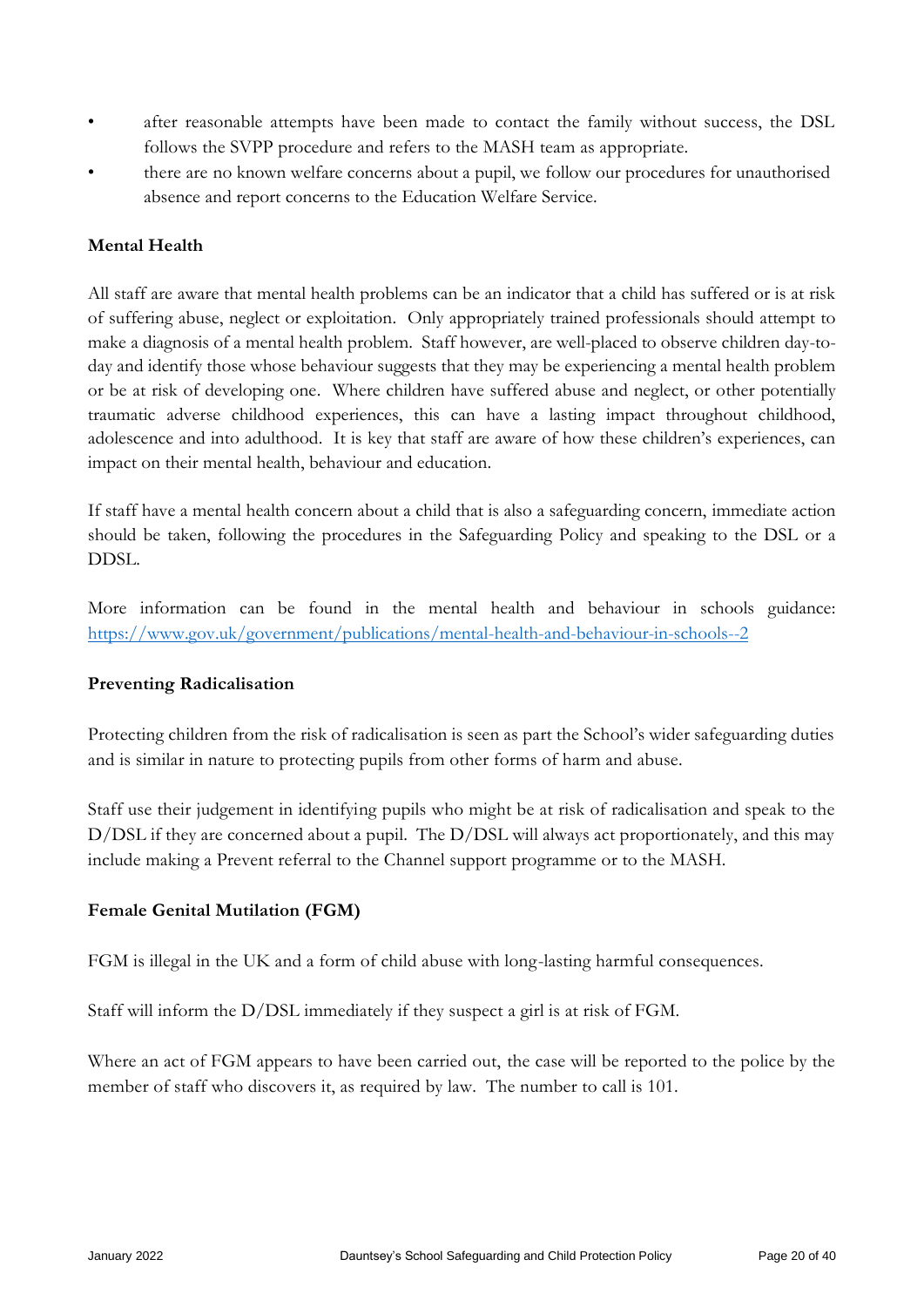- after reasonable attempts have been made to contact the family without success, the DSL follows the SVPP procedure and refers to the MASH team as appropriate.
- there are no known welfare concerns about a pupil, we follow our procedures for unauthorised absence and report concerns to the Education Welfare Service.

**Mental Health**

All staff are aware that mental health problems can be an indicator that a child has suffered or is at risk of suffering abuse, neglect or exploitation. Only appropriately trained professionals should attempt to make a diagnosis of a mental health problem. Staff however, are well-placed to observe children day-to-day and identify those whose behaviour suggests that they may be experiencing a mental health problem or be at risk of developing one. Where children have suffered abuse and neglect, or other potentially traumatic adverse childhood experiences, this can have a lasting impact throughout childhood, adolescence and into adulthood. It is key that staff are aware of how these children's experiences, can impact on their mental health, behaviour and education.

If staff have a mental health concern about a child that is also a safeguarding concern, immediate action should be taken, following the procedures in the Safeguarding Policy and speaking to the DSL or a DDSL.

More information can be found in the mental health and behaviour in schools guidance: [https://www.gov.uk/government/publications/mental-health-and-behaviour-in-schools--2](https://www.gov.uk/government/publications/mental-health-and-behaviour-in-schools--2)

**Preventing Radicalisation**

Protecting children from the risk of radicalisation is seen as part the School's wider safeguarding duties and is similar in nature to protecting pupils from other forms of harm and abuse.

Staff use their judgement in identifying pupils who might be at risk of radicalisation and speak to the D/DSL if they are concerned about a pupil. The D/DSL will always act proportionately, and this may include making a Prevent referral to the Channel support programme or to the MASH.

**Female Genital Mutilation (FGM)**

FGM is illegal in the UK and a form of child abuse with long-lasting harmful consequences.

Staff will inform the D/DSL immediately if they suspect a girl is at risk of FGM.

Where an act of FGM appears to have been carried out, the case will be reported to the police by the member of staff who discovers it, as required by law. The number to call is 101.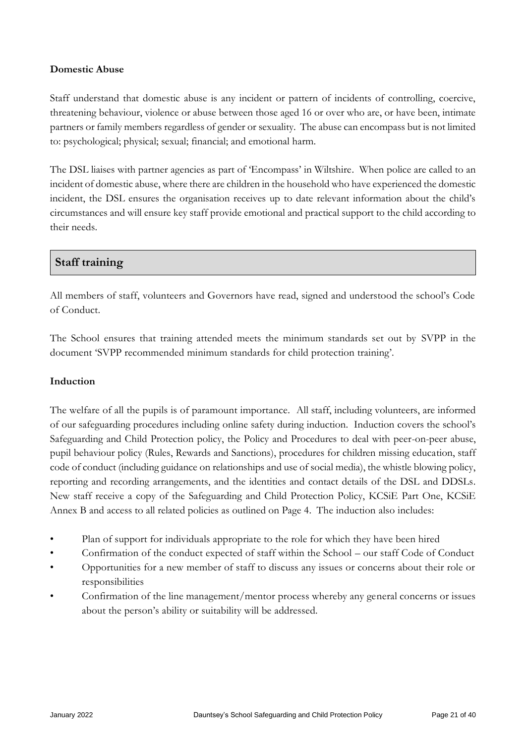### Domestic Abuse

Staff understand that domestic abuse is any incident or pattern of incidents of controlling, coercive, threatening behaviour, violence or abuse between those aged 16 or over who are, or have been, intimate partners or family members regardless of gender or sexuality. The abuse can encompass but is not limited to: psychological; physical; sexual; financial; and emotional harm.

The DSL liaises with partner agencies as part of 'Encompass' in Wiltshire. When police are called to an incident of domestic abuse, where there are children in the household who have experienced the domestic incident, the DSL ensures the organisation receives up to date relevant information about the child's circumstances and will ensure key staff provide emotional and practical support to the child according to their needs.

## Staff training

All members of staff, volunteers and Governors have read, signed and understood the school's Code of Conduct.

The School ensures that training attended meets the minimum standards set out by SVPP in the document 'SVPP recommended minimum standards for child protection training'.

### Induction

The welfare of all the pupils is of paramount importance. All staff, including volunteers, are informed of our safeguarding procedures including online safety during induction. Induction covers the school's Safeguarding and Child Protection policy, the Policy and Procedures to deal with peer-on-peer abuse, pupil behaviour policy (Rules, Rewards and Sanctions), procedures for children missing education, staff code of conduct (including guidance on relationships and use of social media), the whistle blowing policy, reporting and recording arrangements, and the identities and contact details of the DSL and DDSLs. New staff receive a copy of the Safeguarding and Child Protection Policy, KCSiE Part One, KCSiE Annex B and access to all related policies as outlined on Page 4. The induction also includes:

- Plan of support for individuals appropriate to the role for which they have been hired
- Confirmation of the conduct expected of staff within the School – our staff Code of Conduct
- Opportunities for a new member of staff to discuss any issues or concerns about their role or responsibilities
- Confirmation of the line management/mentor process whereby any general concerns or issues about the person's ability or suitability will be addressed.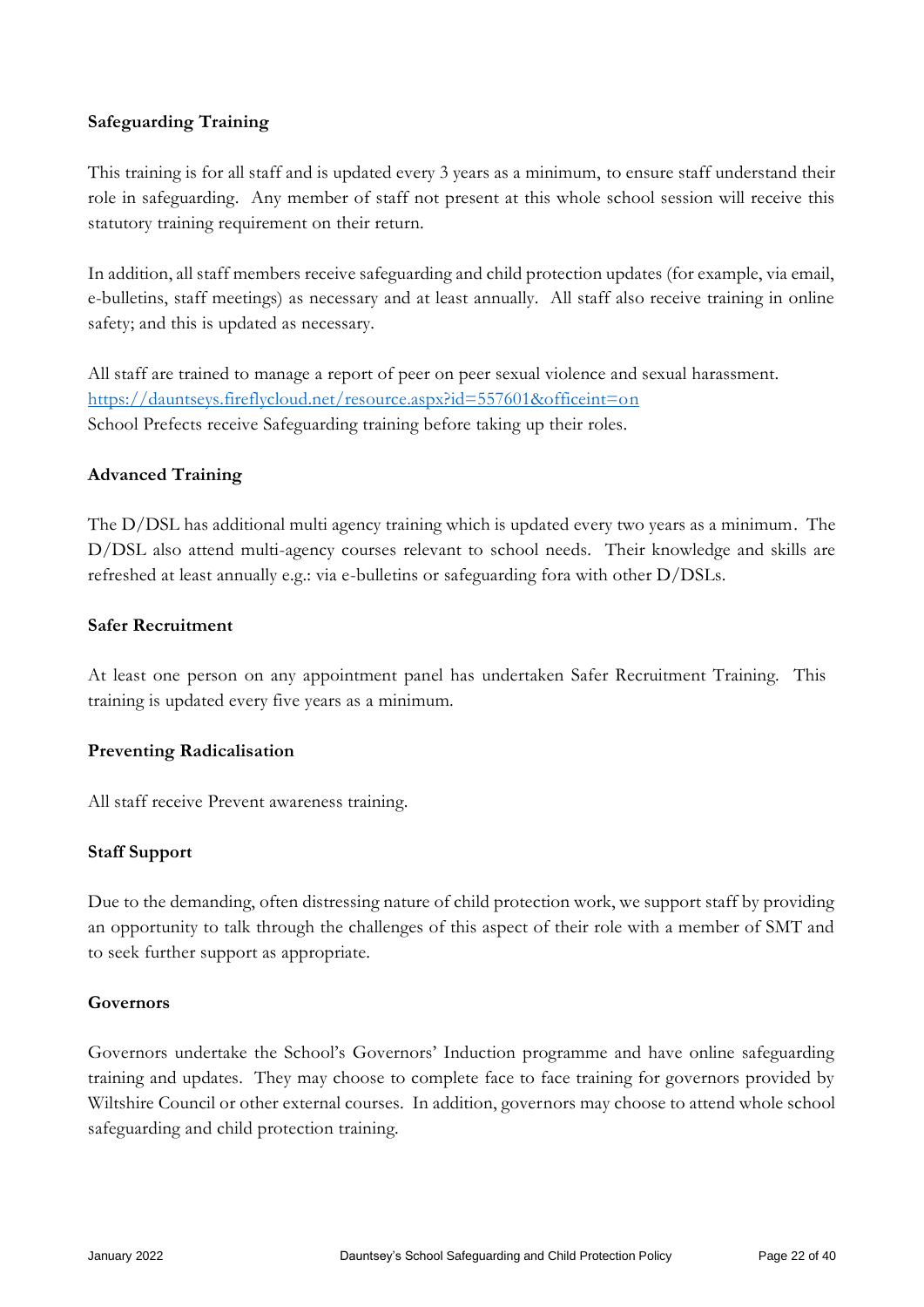### Safeguarding Training

This training is for all staff and is updated every 3 years as a minimum, to ensure staff understand their role in safeguarding. Any member of staff not present at this whole school session will receive this statutory training requirement on their return.

In addition, all staff members receive safeguarding and child protection updates (for example, via email, e-bulletins, staff meetings) as necessary and at least annually. All staff also receive training in online safety; and this is updated as necessary.

All staff are trained to manage a report of peer on peer sexual violence and sexual harassment.
[https://dauntseys.fireflycloud.net/resource.aspx?id=557601&officeint=on](https://dauntseys.fireflycloud.net/resource.aspx?id=557601&officeint=on)
School Prefects receive Safeguarding training before taking up their roles.

### Advanced Training

The D/DSL has additional multi agency training which is updated every two years as a minimum. The D/DSL also attend multi-agency courses relevant to school needs. Their knowledge and skills are refreshed at least annually e.g.: via e-bulletins or safeguarding fora with other D/DSLs.

### Safer Recruitment

At least one person on any appointment panel has undertaken Safer Recruitment Training. This training is updated every five years as a minimum.

### Preventing Radicalisation

All staff receive Prevent awareness training.

### Staff Support

Due to the demanding, often distressing nature of child protection work, we support staff by providing an opportunity to talk through the challenges of this aspect of their role with a member of SMT and to seek further support as appropriate.

### Governors

Governors undertake the School's Governors' Induction programme and have online safeguarding training and updates. They may choose to complete face to face training for governors provided by Wiltshire Council or other external courses. In addition, governors may choose to attend whole school safeguarding and child protection training.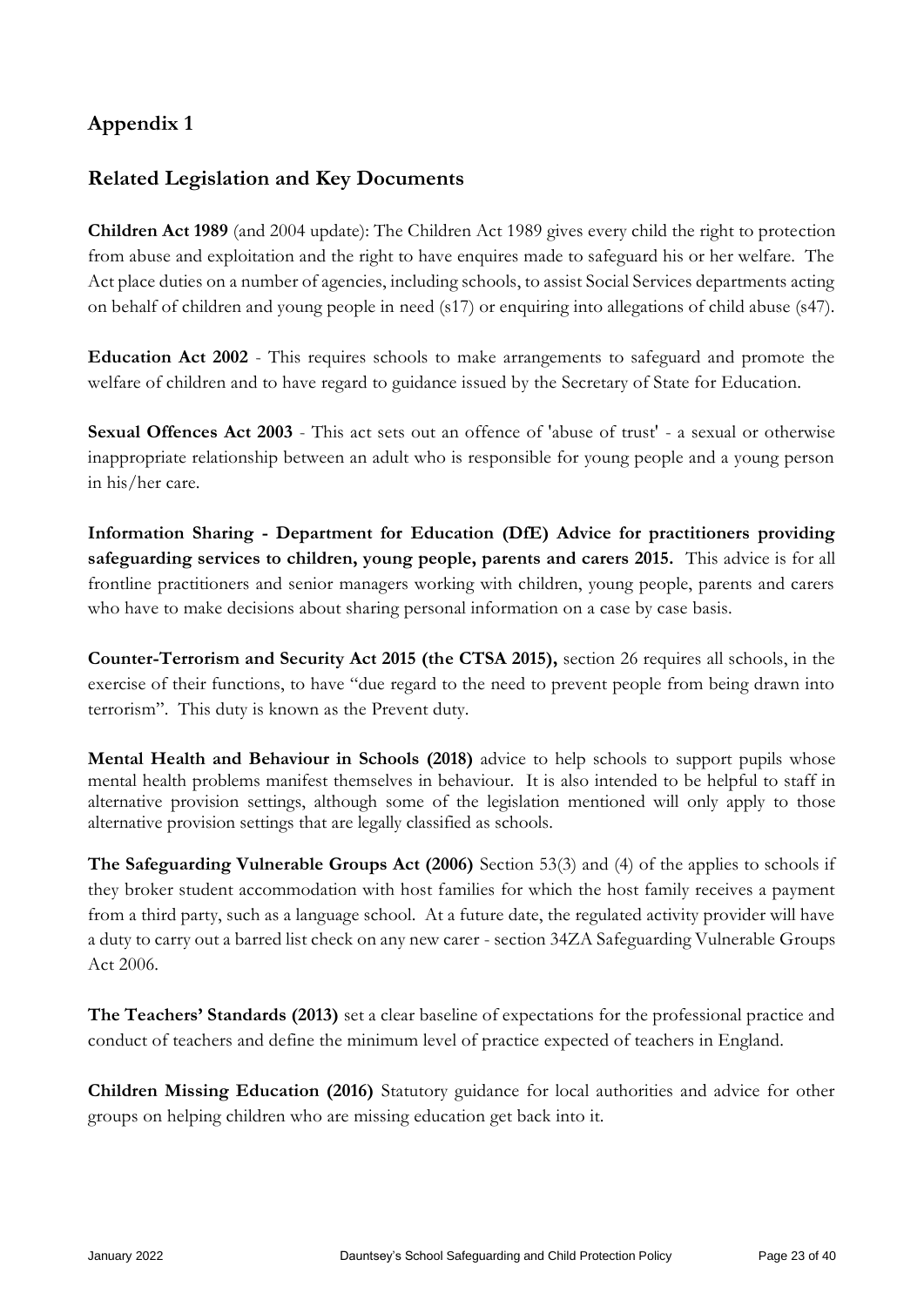## Appendix 1

## Related Legislation and Key Documents

**Children Act 1989** (and 2004 update): The Children Act 1989 gives every child the right to protection from abuse and exploitation and the right to have enquires made to safeguard his or her welfare. The Act place duties on a number of agencies, including schools, to assist Social Services departments acting on behalf of children and young people in need (s17) or enquiring into allegations of child abuse (s47).

**Education Act 2002** - This requires schools to make arrangements to safeguard and promote the welfare of children and to have regard to guidance issued by the Secretary of State for Education.

**Sexual Offences Act 2003** - This act sets out an offence of 'abuse of trust' - a sexual or otherwise inappropriate relationship between an adult who is responsible for young people and a young person in his/her care.

**Information Sharing - Department for Education (DfE) Advice for practitioners providing safeguarding services to children, young people, parents and carers 2015.** This advice is for all frontline practitioners and senior managers working with children, young people, parents and carers who have to make decisions about sharing personal information on a case by case basis.

**Counter-Terrorism and Security Act 2015 (the CTSA 2015),** section 26 requires all schools, in the exercise of their functions, to have "due regard to the need to prevent people from being drawn into terrorism". This duty is known as the Prevent duty.

**Mental Health and Behaviour in Schools (2018)** advice to help schools to support pupils whose mental health problems manifest themselves in behaviour. It is also intended to be helpful to staff in alternative provision settings, although some of the legislation mentioned will only apply to those alternative provision settings that are legally classified as schools.

**The Safeguarding Vulnerable Groups Act (2006)** Section 53(3) and (4) of the applies to schools if they broker student accommodation with host families for which the host family receives a payment from a third party, such as a language school. At a future date, the regulated activity provider will have a duty to carry out a barred list check on any new carer - section 34ZA Safeguarding Vulnerable Groups Act 2006.

**The Teachers' Standards (2013)** set a clear baseline of expectations for the professional practice and conduct of teachers and define the minimum level of practice expected of teachers in England.

**Children Missing Education (2016)** Statutory guidance for local authorities and advice for other groups on helping children who are missing education get back into it.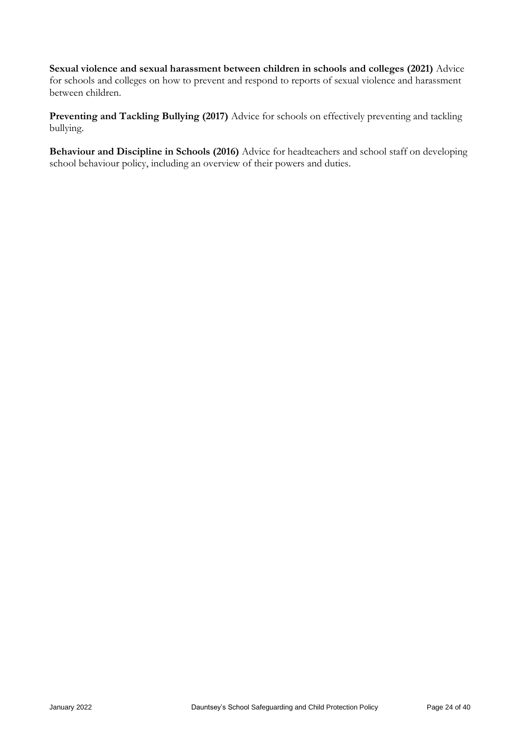**Sexual violence and sexual harassment between children in schools and colleges (2021)** Advice for schools and colleges on how to prevent and respond to reports of sexual violence and harassment between children.

**Preventing and Tackling Bullying (2017)** Advice for schools on effectively preventing and tackling bullying.

**Behaviour and Discipline in Schools (2016)** Advice for headteachers and school staff on developing school behaviour policy, including an overview of their powers and duties.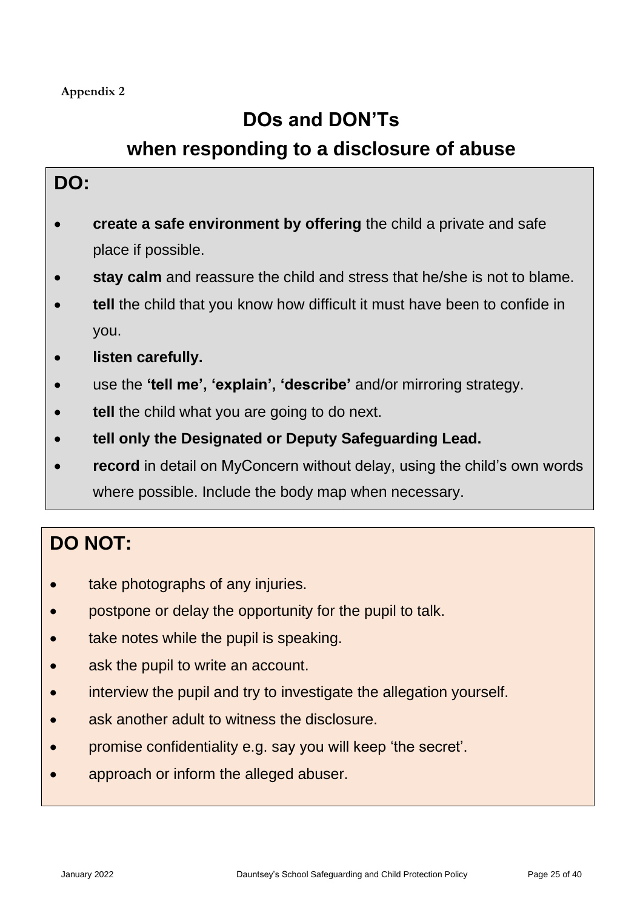Appendix 2

# DOs and DON'Ts
# when responding to a disclosure of abuse

## DO:

- **create a safe environment by offering** the child a private and safe place if possible.
- **stay calm** and reassure the child and stress that he/she is not to blame.
- **tell** the child that you know how difficult it must have been to confide in you.
- **listen carefully.**
- use the **'tell me', 'explain', 'describe'** and/or mirroring strategy.
- **tell** the child what you are going to do next.
- **tell only the Designated or Deputy Safeguarding Lead.**
- **record** in detail on MyConcern without delay, using the child's own words where possible. Include the body map when necessary.

## DO NOT:

- take photographs of any injuries.
- postpone or delay the opportunity for the pupil to talk.
- take notes while the pupil is speaking.
- ask the pupil to write an account.
- interview the pupil and try to investigate the allegation yourself.
- ask another adult to witness the disclosure.
- promise confidentiality e.g. say you will keep 'the secret'.
- approach or inform the alleged abuser.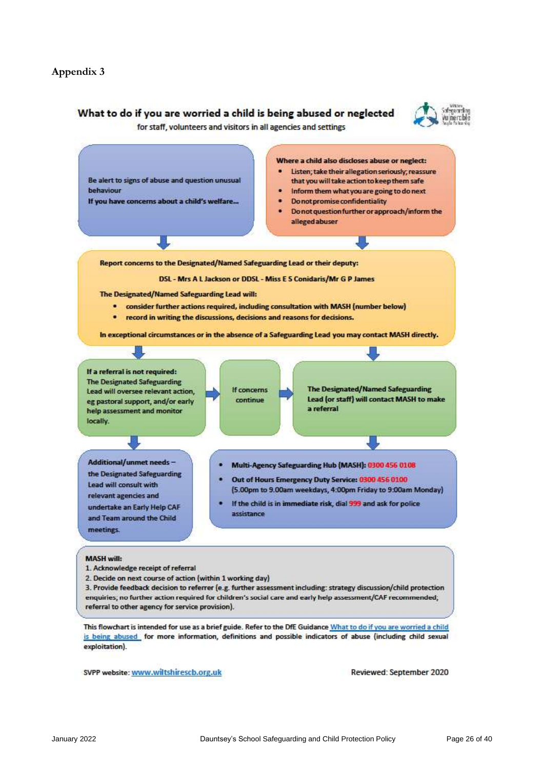## Appendix 3

### What to do if you are worried a child is being abused or neglected

for staff, volunteers and visitors in all agencies and settings

Be alert to signs of abuse and question unusual behaviour

If you have concerns about a child's welfare...

**Where a child also discloses abuse or neglect:**

- Listen; take their allegation seriously; reassure that you will take action to keep them safe
- Inform them what you are going to do next
- Do not promise confidentiality
- Do not question further or approach/inform the alleged abuser

**Report concerns to the Designated/Named Safeguarding Lead or their deputy:**

**DSL - Mrs A L Jackson or DDSL - Miss E S Conidaris/Mr G P James**

**The Designated/Named Safeguarding Lead will:**

- consider further actions required, including consultation with MASH (number below)
- record in writing the discussions, decisions and reasons for decisions.

**In exceptional circumstances or in the absence of a Safeguarding Lead you may contact MASH directly.**

**If a referral is not required:** The Designated Safeguarding Lead will oversee relevant action, eg pastoral support, and/or early help assessment and monitor locally.

If concerns continue

The Designated/Named Safeguarding Lead (or staff) will contact MASH to make a referral

Additional/unmet needs – the Designated Safeguarding Lead will consult with relevant agencies and undertake an Early Help CAF and Team around the Child meetings.

- **Multi-Agency Safeguarding Hub (MASH): 0300 456 0108**
- **Out of Hours Emergency Duty Service: 0300 456 0100** (5.00pm to 9.00am weekdays, 4:00pm Friday to 9:00am Monday)
- If the child is in **immediate** risk, dial **999** and ask for police assistance

**MASH will:**

1. Acknowledge receipt of referral
2. Decide on next course of action (within 1 working day)
3. Provide feedback decision to referrer (e.g. further assessment including: strategy discussion/child protection enquiries; no further action required for children's social care and early help assessment/CAF recommended; referral to other agency for service provision).

This flowchart is intended for use as a brief guide. Refer to the DfE Guidance What to do if you are worried a child is being abused for more information, definitions and possible indicators of abuse (including child sexual exploitation).

SVPP website: www.wiltshirescb.org.uk

Reviewed: September 2020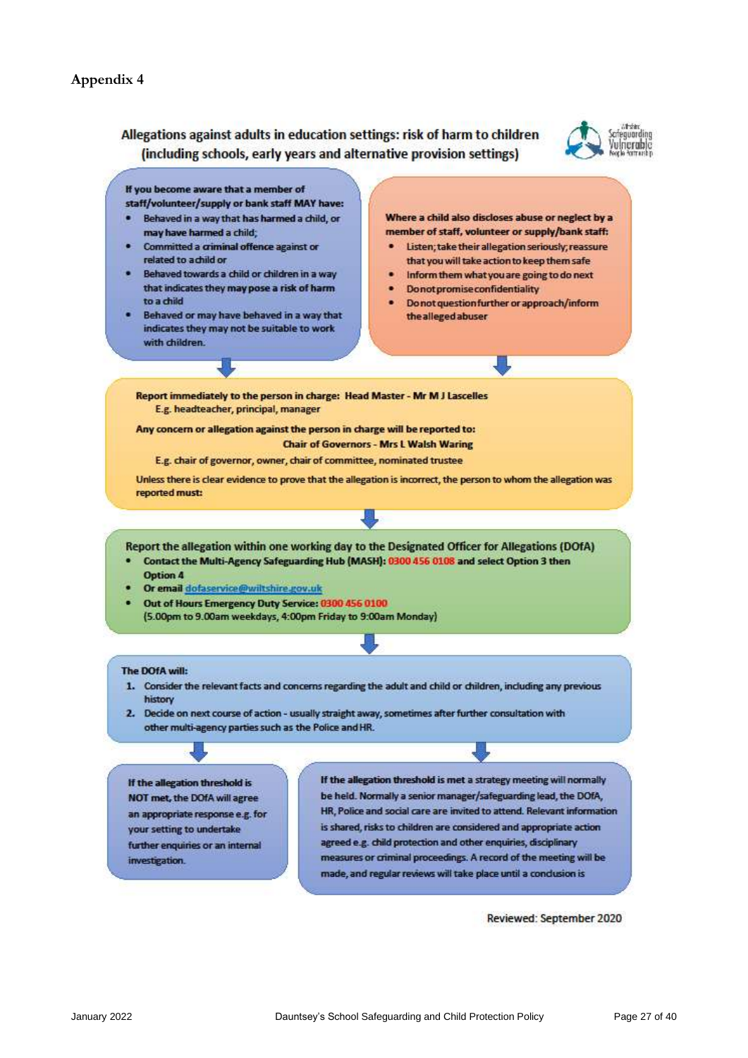## Appendix 4

### Allegations against adults in education settings: risk of harm to children (including schools, early years and alternative provision settings)

**If you become aware that a member of staff/volunteer/supply or bank staff MAY have:**

- Behaved in a way that has harmed a child, or may have harmed a child;
- Committed a criminal offence against or related to a child or
- Behaved towards a child or children in a way that indicates they may pose a risk of harm to a child
- Behaved or may have behaved in a way that indicates they may not be suitable to work with children.

**Where a child also discloses abuse or neglect by a member of staff, volunteer or supply/bank staff:**

- Listen; take their allegation seriously; reassure that you will take action to keep them safe
- Inform them what you are going to do next
- Do not promise confidentiality
- Do not question further or approach/inform the alleged abuser

**Report immediately to the person in charge: Head Master - Mr M J Lascelles**
E.g. headteacher, principal, manager

**Any concern or allegation against the person in charge will be reported to:**
**Chair of Governors - Mrs L Walsh Waring**
E.g. chair of governor, owner, chair of committee, nominated trustee

**Unless there is clear evidence to prove that the allegation is incorrect, the person to whom the allegation was reported must:**

**Report the allegation within one working day to the Designated Officer for Allegations (DOfA)**

- **Contact the Multi-Agency Safeguarding Hub (MASH): 0300 456 0108 and select Option 3 then Option 4**
- **Or email dofaservice@wiltshire.gov.uk**
- **Out of Hours Emergency Duty Service: 0300 456 0100**
  (5.00pm to 9.00am weekdays, 4:00pm Friday to 9:00am Monday)

**The DOfA will:**

1. Consider the relevant facts and concerns regarding the adult and child or children, including any previous history
2. Decide on next course of action - usually straight away, sometimes after further consultation with other multi-agency parties such as the Police and HR.

**If the allegation threshold is NOT met,** the DOfA will agree an appropriate response e.g. for your setting to undertake further enquiries or an internal investigation.

**If the allegation threshold is met** a strategy meeting will normally be held. Normally a senior manager/safeguarding lead, the DOfA, HR, Police and social care are invited to attend. Relevant information is shared, risks to children are considered and appropriate action agreed e.g. child protection and other enquiries, disciplinary measures or criminal proceedings. A record of the meeting will be made, and regular reviews will take place until a conclusion is

Reviewed: September 2020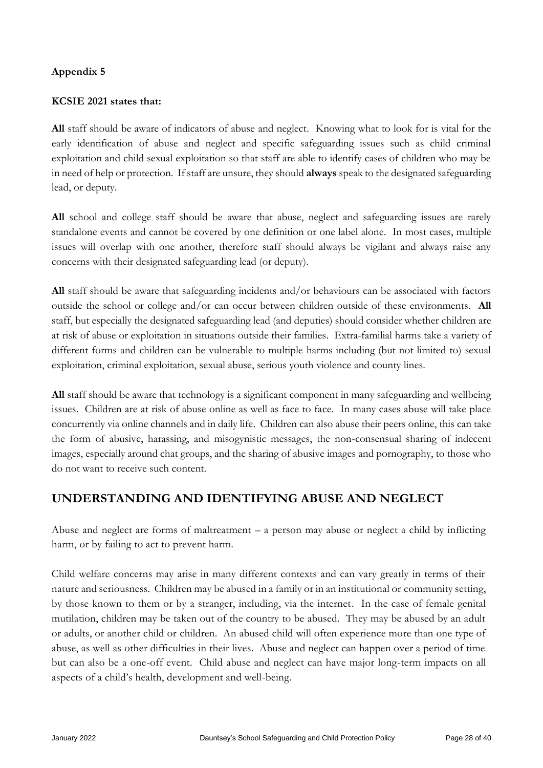**Appendix 5**

**KCSIE 2021 states that:**

**All** staff should be aware of indicators of abuse and neglect. Knowing what to look for is vital for the early identification of abuse and neglect and specific safeguarding issues such as child criminal exploitation and child sexual exploitation so that staff are able to identify cases of children who may be in need of help or protection. If staff are unsure, they should **always** speak to the designated safeguarding lead, or deputy.

**All** school and college staff should be aware that abuse, neglect and safeguarding issues are rarely standalone events and cannot be covered by one definition or one label alone. In most cases, multiple issues will overlap with one another, therefore staff should always be vigilant and always raise any concerns with their designated safeguarding lead (or deputy).

**All** staff should be aware that safeguarding incidents and/or behaviours can be associated with factors outside the school or college and/or can occur between children outside of these environments. **All** staff, but especially the designated safeguarding lead (and deputies) should consider whether children are at risk of abuse or exploitation in situations outside their families. Extra-familial harms take a variety of different forms and children can be vulnerable to multiple harms including (but not limited to) sexual exploitation, criminal exploitation, sexual abuse, serious youth violence and county lines.

**All** staff should be aware that technology is a significant component in many safeguarding and wellbeing issues. Children are at risk of abuse online as well as face to face. In many cases abuse will take place concurrently via online channels and in daily life. Children can also abuse their peers online, this can take the form of abusive, harassing, and misogynistic messages, the non-consensual sharing of indecent images, especially around chat groups, and the sharing of abusive images and pornography, to those who do not want to receive such content.

## UNDERSTANDING AND IDENTIFYING ABUSE AND NEGLECT

Abuse and neglect are forms of maltreatment – a person may abuse or neglect a child by inflicting harm, or by failing to act to prevent harm.

Child welfare concerns may arise in many different contexts and can vary greatly in terms of their nature and seriousness. Children may be abused in a family or in an institutional or community setting, by those known to them or by a stranger, including, via the internet. In the case of female genital mutilation, children may be taken out of the country to be abused. They may be abused by an adult or adults, or another child or children. An abused child will often experience more than one type of abuse, as well as other difficulties in their lives. Abuse and neglect can happen over a period of time but can also be a one-off event. Child abuse and neglect can have major long-term impacts on all aspects of a child's health, development and well-being.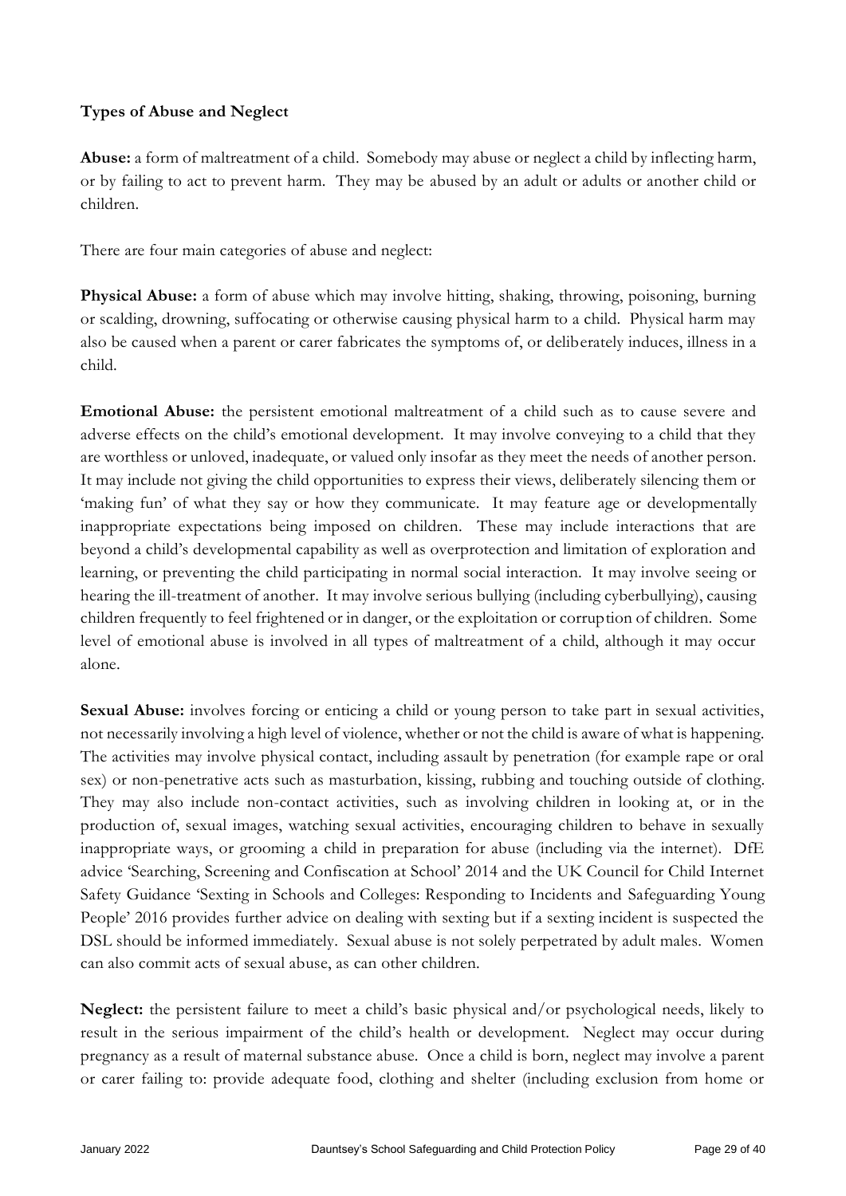**Types of Abuse and Neglect**

**Abuse:** a form of maltreatment of a child. Somebody may abuse or neglect a child by inflecting harm, or by failing to act to prevent harm. They may be abused by an adult or adults or another child or children.

There are four main categories of abuse and neglect:

**Physical Abuse:** a form of abuse which may involve hitting, shaking, throwing, poisoning, burning or scalding, drowning, suffocating or otherwise causing physical harm to a child. Physical harm may also be caused when a parent or carer fabricates the symptoms of, or deliberately induces, illness in a child.

**Emotional Abuse:** the persistent emotional maltreatment of a child such as to cause severe and adverse effects on the child's emotional development. It may involve conveying to a child that they are worthless or unloved, inadequate, or valued only insofar as they meet the needs of another person. It may include not giving the child opportunities to express their views, deliberately silencing them or 'making fun' of what they say or how they communicate. It may feature age or developmentally inappropriate expectations being imposed on children. These may include interactions that are beyond a child's developmental capability as well as overprotection and limitation of exploration and learning, or preventing the child participating in normal social interaction. It may involve seeing or hearing the ill-treatment of another. It may involve serious bullying (including cyberbullying), causing children frequently to feel frightened or in danger, or the exploitation or corruption of children. Some level of emotional abuse is involved in all types of maltreatment of a child, although it may occur alone.

**Sexual Abuse:** involves forcing or enticing a child or young person to take part in sexual activities, not necessarily involving a high level of violence, whether or not the child is aware of what is happening. The activities may involve physical contact, including assault by penetration (for example rape or oral sex) or non-penetrative acts such as masturbation, kissing, rubbing and touching outside of clothing. They may also include non-contact activities, such as involving children in looking at, or in the production of, sexual images, watching sexual activities, encouraging children to behave in sexually inappropriate ways, or grooming a child in preparation for abuse (including via the internet). DfE advice 'Searching, Screening and Confiscation at School' 2014 and the UK Council for Child Internet Safety Guidance 'Sexting in Schools and Colleges: Responding to Incidents and Safeguarding Young People' 2016 provides further advice on dealing with sexting but if a sexting incident is suspected the DSL should be informed immediately. Sexual abuse is not solely perpetrated by adult males. Women can also commit acts of sexual abuse, as can other children.

**Neglect:** the persistent failure to meet a child's basic physical and/or psychological needs, likely to result in the serious impairment of the child's health or development. Neglect may occur during pregnancy as a result of maternal substance abuse. Once a child is born, neglect may involve a parent or carer failing to: provide adequate food, clothing and shelter (including exclusion from home or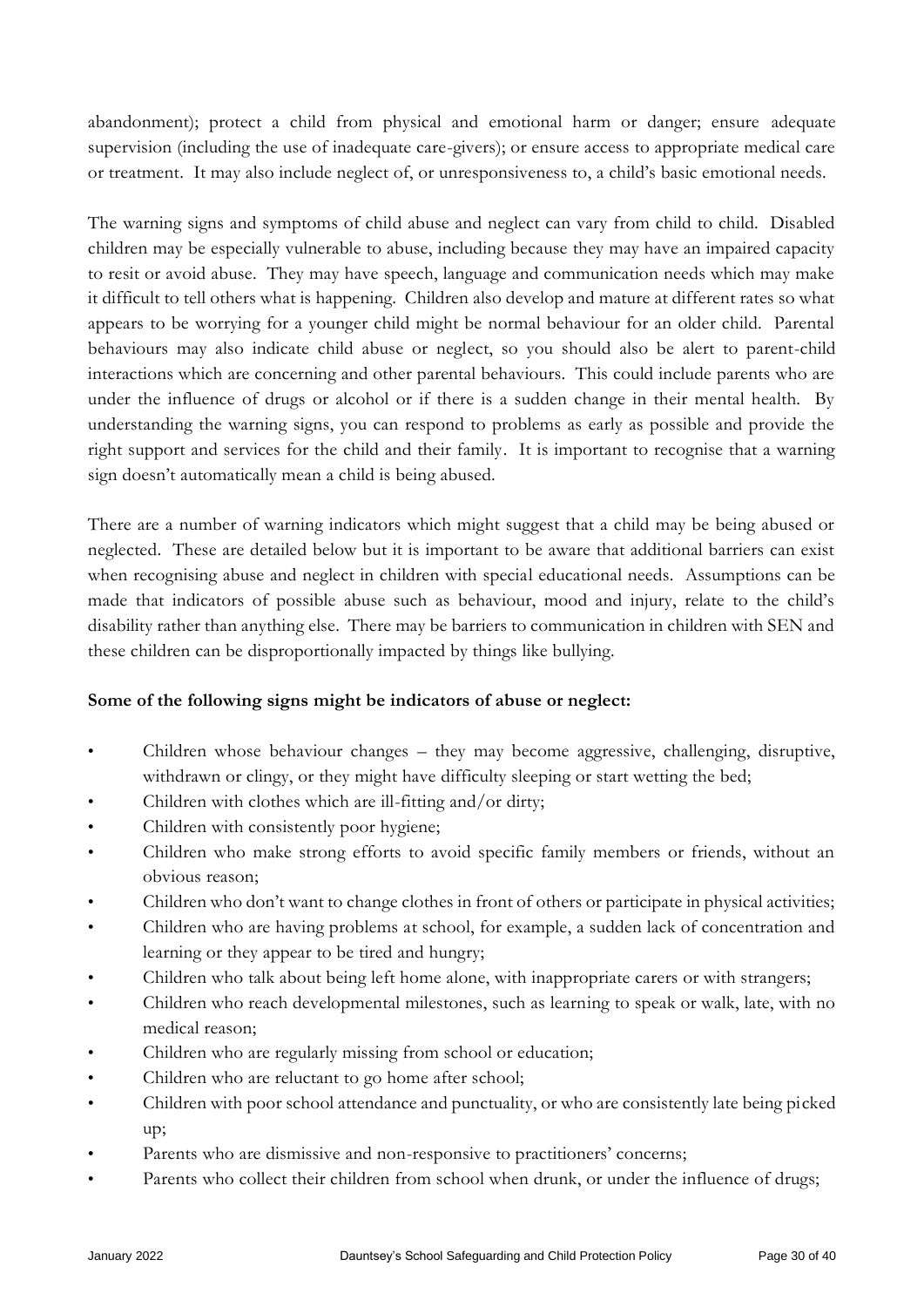abandonment); protect a child from physical and emotional harm or danger; ensure adequate supervision (including the use of inadequate care-givers); or ensure access to appropriate medical care or treatment. It may also include neglect of, or unresponsiveness to, a child's basic emotional needs.

The warning signs and symptoms of child abuse and neglect can vary from child to child. Disabled children may be especially vulnerable to abuse, including because they may have an impaired capacity to resit or avoid abuse. They may have speech, language and communication needs which may make it difficult to tell others what is happening. Children also develop and mature at different rates so what appears to be worrying for a younger child might be normal behaviour for an older child. Parental behaviours may also indicate child abuse or neglect, so you should also be alert to parent-child interactions which are concerning and other parental behaviours. This could include parents who are under the influence of drugs or alcohol or if there is a sudden change in their mental health. By understanding the warning signs, you can respond to problems as early as possible and provide the right support and services for the child and their family. It is important to recognise that a warning sign doesn't automatically mean a child is being abused.

There are a number of warning indicators which might suggest that a child may be being abused or neglected. These are detailed below but it is important to be aware that additional barriers can exist when recognising abuse and neglect in children with special educational needs. Assumptions can be made that indicators of possible abuse such as behaviour, mood and injury, relate to the child's disability rather than anything else. There may be barriers to communication in children with SEN and these children can be disproportionally impacted by things like bullying.

**Some of the following signs might be indicators of abuse or neglect:**

- Children whose behaviour changes – they may become aggressive, challenging, disruptive, withdrawn or clingy, or they might have difficulty sleeping or start wetting the bed;
- Children with clothes which are ill-fitting and/or dirty;
- Children with consistently poor hygiene;
- Children who make strong efforts to avoid specific family members or friends, without an obvious reason;
- Children who don't want to change clothes in front of others or participate in physical activities;
- Children who are having problems at school, for example, a sudden lack of concentration and learning or they appear to be tired and hungry;
- Children who talk about being left home alone, with inappropriate carers or with strangers;
- Children who reach developmental milestones, such as learning to speak or walk, late, with no medical reason;
- Children who are regularly missing from school or education;
- Children who are reluctant to go home after school;
- Children with poor school attendance and punctuality, or who are consistently late being picked up;
- Parents who are dismissive and non-responsive to practitioners' concerns;
- Parents who collect their children from school when drunk, or under the influence of drugs;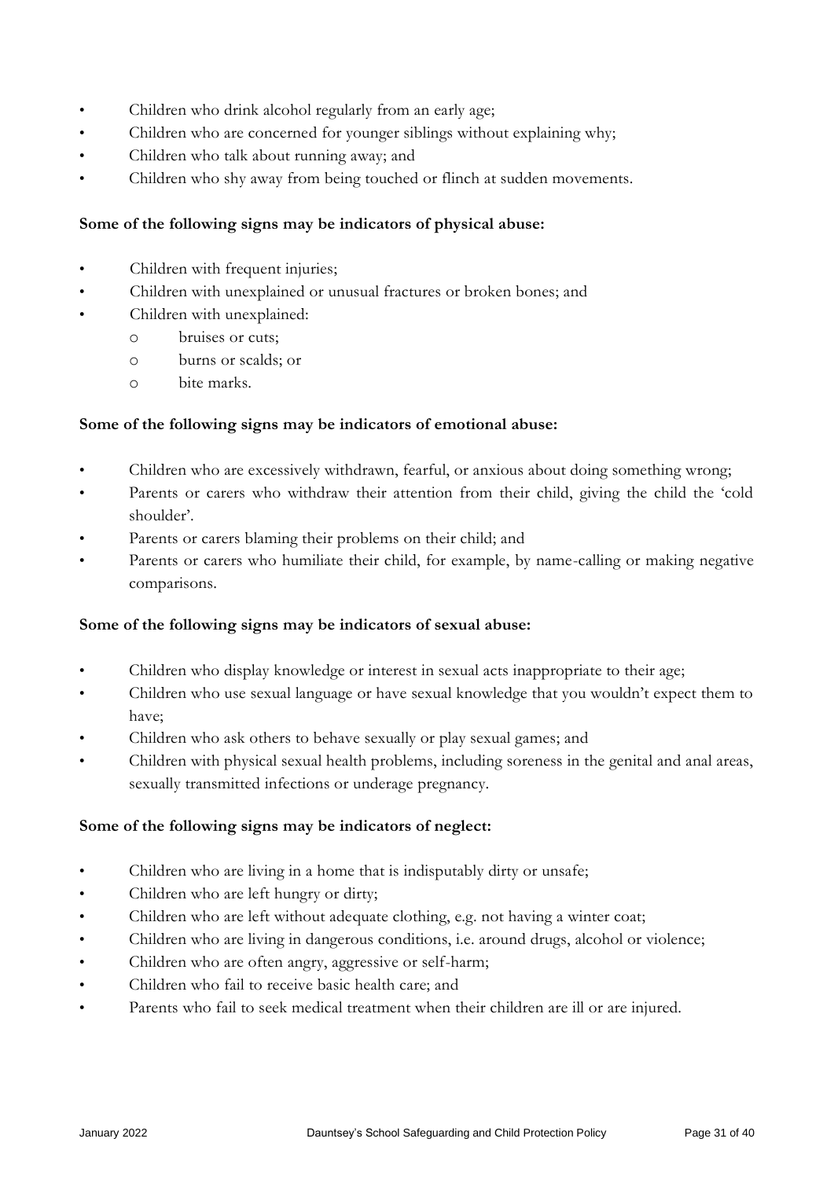- Children who drink alcohol regularly from an early age;
- Children who are concerned for younger siblings without explaining why;
- Children who talk about running away; and
- Children who shy away from being touched or flinch at sudden movements.

**Some of the following signs may be indicators of physical abuse:**

- Children with frequent injuries;
- Children with unexplained or unusual fractures or broken bones; and
- Children with unexplained:
  - bruises or cuts;
  - burns or scalds; or
  - bite marks.

**Some of the following signs may be indicators of emotional abuse:**

- Children who are excessively withdrawn, fearful, or anxious about doing something wrong;
- Parents or carers who withdraw their attention from their child, giving the child the 'cold shoulder'.
- Parents or carers blaming their problems on their child; and
- Parents or carers who humiliate their child, for example, by name-calling or making negative comparisons.

**Some of the following signs may be indicators of sexual abuse:**

- Children who display knowledge or interest in sexual acts inappropriate to their age;
- Children who use sexual language or have sexual knowledge that you wouldn't expect them to have;
- Children who ask others to behave sexually or play sexual games; and
- Children with physical sexual health problems, including soreness in the genital and anal areas, sexually transmitted infections or underage pregnancy.

**Some of the following signs may be indicators of neglect:**

- Children who are living in a home that is indisputably dirty or unsafe;
- Children who are left hungry or dirty;
- Children who are left without adequate clothing, e.g. not having a winter coat;
- Children who are living in dangerous conditions, i.e. around drugs, alcohol or violence;
- Children who are often angry, aggressive or self-harm;
- Children who fail to receive basic health care; and
- Parents who fail to seek medical treatment when their children are ill or are injured.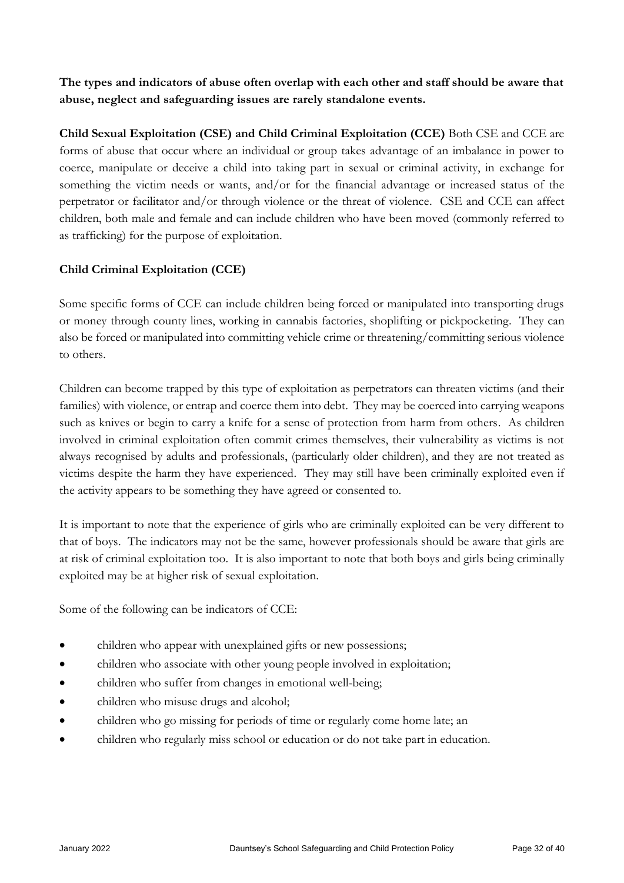**The types and indicators of abuse often overlap with each other and staff should be aware that abuse, neglect and safeguarding issues are rarely standalone events.**

**Child Sexual Exploitation (CSE) and Child Criminal Exploitation (CCE)** Both CSE and CCE are forms of abuse that occur where an individual or group takes advantage of an imbalance in power to coerce, manipulate or deceive a child into taking part in sexual or criminal activity, in exchange for something the victim needs or wants, and/or for the financial advantage or increased status of the perpetrator or facilitator and/or through violence or the threat of violence. CSE and CCE can affect children, both male and female and can include children who have been moved (commonly referred to as trafficking) for the purpose of exploitation.

**Child Criminal Exploitation (CCE)**

Some specific forms of CCE can include children being forced or manipulated into transporting drugs or money through county lines, working in cannabis factories, shoplifting or pickpocketing. They can also be forced or manipulated into committing vehicle crime or threatening/committing serious violence to others.

Children can become trapped by this type of exploitation as perpetrators can threaten victims (and their families) with violence, or entrap and coerce them into debt. They may be coerced into carrying weapons such as knives or begin to carry a knife for a sense of protection from harm from others. As children involved in criminal exploitation often commit crimes themselves, their vulnerability as victims is not always recognised by adults and professionals, (particularly older children), and they are not treated as victims despite the harm they have experienced. They may still have been criminally exploited even if the activity appears to be something they have agreed or consented to.

It is important to note that the experience of girls who are criminally exploited can be very different to that of boys. The indicators may not be the same, however professionals should be aware that girls are at risk of criminal exploitation too. It is also important to note that both boys and girls being criminally exploited may be at higher risk of sexual exploitation.

Some of the following can be indicators of CCE:

- children who appear with unexplained gifts or new possessions;
- children who associate with other young people involved in exploitation;
- children who suffer from changes in emotional well-being;
- children who misuse drugs and alcohol;
- children who go missing for periods of time or regularly come home late; an
- children who regularly miss school or education or do not take part in education.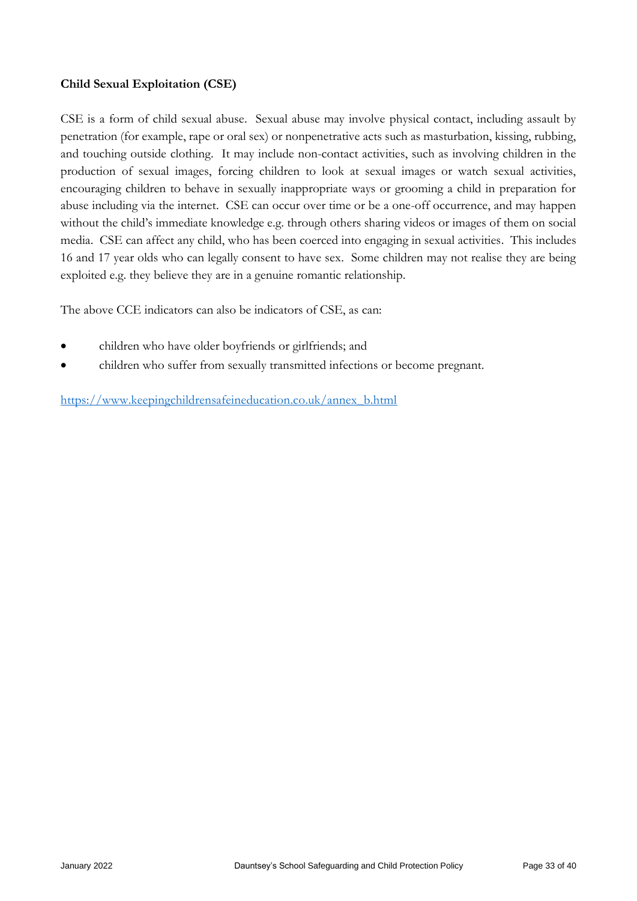**Child Sexual Exploitation (CSE)**

CSE is a form of child sexual abuse. Sexual abuse may involve physical contact, including assault by penetration (for example, rape or oral sex) or nonpenetrative acts such as masturbation, kissing, rubbing, and touching outside clothing. It may include non-contact activities, such as involving children in the production of sexual images, forcing children to look at sexual images or watch sexual activities, encouraging children to behave in sexually inappropriate ways or grooming a child in preparation for abuse including via the internet. CSE can occur over time or be a one-off occurrence, and may happen without the child's immediate knowledge e.g. through others sharing videos or images of them on social media. CSE can affect any child, who has been coerced into engaging in sexual activities. This includes 16 and 17 year olds who can legally consent to have sex. Some children may not realise they are being exploited e.g. they believe they are in a genuine romantic relationship.

The above CCE indicators can also be indicators of CSE, as can:

- children who have older boyfriends or girlfriends; and
- children who suffer from sexually transmitted infections or become pregnant.

[https://www.keepingchildrensafeineducation.co.uk/annex_b.html](https://www.keepingchildrensafeineducation.co.uk/annex_b.html)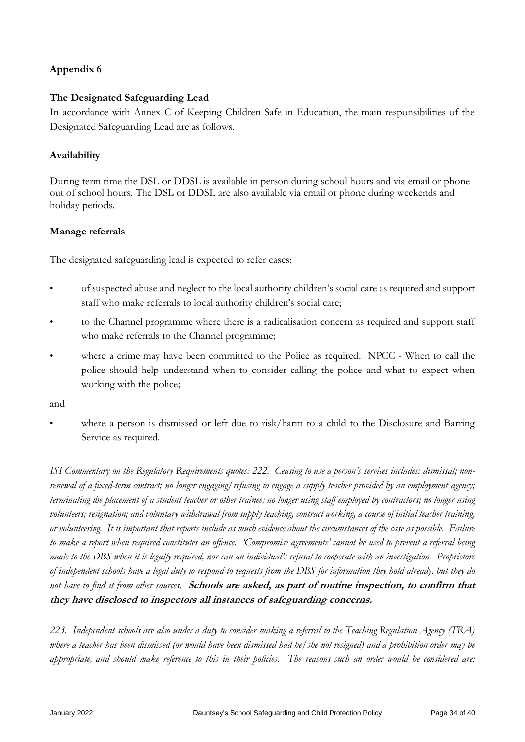**Appendix 6**

**The Designated Safeguarding Lead**

In accordance with Annex C of Keeping Children Safe in Education, the main responsibilities of the Designated Safeguarding Lead are as follows.

**Availability**

During term time the DSL or DDSL is available in person during school hours and via email or phone out of school hours. The DSL or DDSL are also available via email or phone during weekends and holiday periods.

**Manage referrals**

The designated safeguarding lead is expected to refer cases:

- of suspected abuse and neglect to the local authority children's social care as required and support staff who make referrals to local authority children's social care;
- to the Channel programme where there is a radicalisation concern as required and support staff who make referrals to the Channel programme;
- where a crime may have been committed to the Police as required. NPCC - When to call the police should help understand when to consider calling the police and what to expect when working with the police;

and

- where a person is dismissed or left due to risk/harm to a child to the Disclosure and Barring Service as required.

*ISI Commentary on the Regulatory Requirements quotes: 222. Ceasing to use a person's services includes: dismissal; non-renewal of a fixed-term contract; no longer engaging/refusing to engage a supply teacher provided by an employment agency; terminating the placement of a student teacher or other trainee; no longer using staff employed by contractors; no longer using volunteers; resignation; and voluntary withdrawal from supply teaching, contract working, a course of initial teacher training, or volunteering. It is important that reports include as much evidence about the circumstances of the case as possible. Failure to make a report when required constitutes an offence. 'Compromise agreements' cannot be used to prevent a referral being made to the DBS when it is legally required, nor can an individual's refusal to cooperate with an investigation. Proprietors of independent schools have a legal duty to respond to requests from the DBS for information they hold already, but they do not have to find it from other sources.* ***Schools are asked, as part of routine inspection, to confirm that they have disclosed to inspectors all instances of safeguarding concerns.***

*223. Independent schools are also under a duty to consider making a referral to the Teaching Regulation Agency (TRA) where a teacher has been dismissed (or would have been dismissed had he/she not resigned) and a prohibition order may be appropriate, and should make reference to this in their policies. The reasons such an order would be considered are:*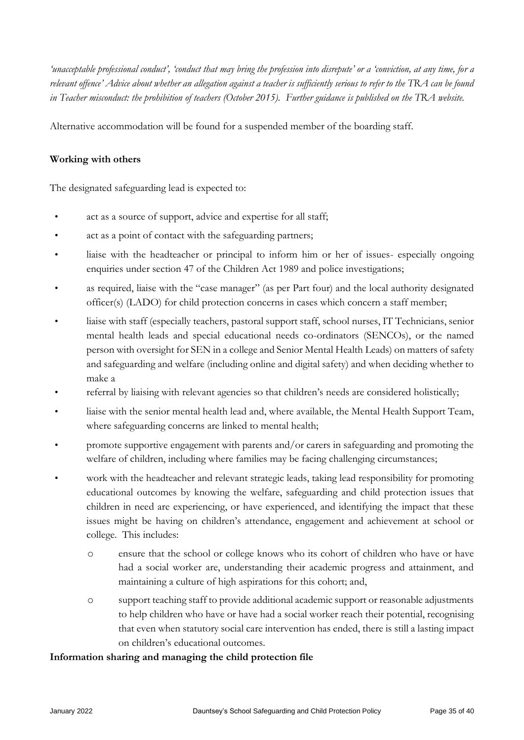*'unacceptable professional conduct', 'conduct that may bring the profession into disrepute' or a 'conviction, at any time, for a relevant offence' Advice about whether an allegation against a teacher is sufficiently serious to refer to the TRA can be found in Teacher misconduct: the prohibition of teachers (October 2015). Further guidance is published on the TRA website.*

Alternative accommodation will be found for a suspended member of the boarding staff.

**Working with others**

The designated safeguarding lead is expected to:

- act as a source of support, advice and expertise for all staff;
- act as a point of contact with the safeguarding partners;
- liaise with the headteacher or principal to inform him or her of issues- especially ongoing enquiries under section 47 of the Children Act 1989 and police investigations;
- as required, liaise with the "case manager" (as per Part four) and the local authority designated officer(s) (LADO) for child protection concerns in cases which concern a staff member;
- liaise with staff (especially teachers, pastoral support staff, school nurses, IT Technicians, senior mental health leads and special educational needs co-ordinators (SENCOs), or the named person with oversight for SEN in a college and Senior Mental Health Leads) on matters of safety and safeguarding and welfare (including online and digital safety) and when deciding whether to make a
- referral by liaising with relevant agencies so that children's needs are considered holistically;
- liaise with the senior mental health lead and, where available, the Mental Health Support Team, where safeguarding concerns are linked to mental health;
- promote supportive engagement with parents and/or carers in safeguarding and promoting the welfare of children, including where families may be facing challenging circumstances;
- work with the headteacher and relevant strategic leads, taking lead responsibility for promoting educational outcomes by knowing the welfare, safeguarding and child protection issues that children in need are experiencing, or have experienced, and identifying the impact that these issues might be having on children's attendance, engagement and achievement at school or college. This includes:
  - ensure that the school or college knows who its cohort of children who have or have had a social worker are, understanding their academic progress and attainment, and maintaining a culture of high aspirations for this cohort; and,
  - support teaching staff to provide additional academic support or reasonable adjustments to help children who have or have had a social worker reach their potential, recognising that even when statutory social care intervention has ended, there is still a lasting impact on children's educational outcomes.

**Information sharing and managing the child protection file**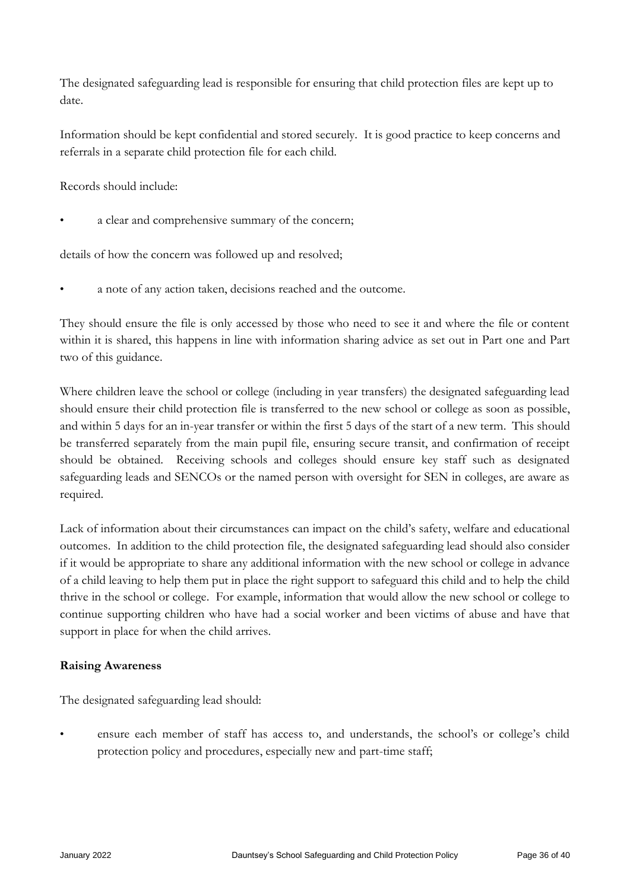The designated safeguarding lead is responsible for ensuring that child protection files are kept up to date.

Information should be kept confidential and stored securely. It is good practice to keep concerns and referrals in a separate child protection file for each child.

Records should include:

- a clear and comprehensive summary of the concern;

details of how the concern was followed up and resolved;

- a note of any action taken, decisions reached and the outcome.

They should ensure the file is only accessed by those who need to see it and where the file or content within it is shared, this happens in line with information sharing advice as set out in Part one and Part two of this guidance.

Where children leave the school or college (including in year transfers) the designated safeguarding lead should ensure their child protection file is transferred to the new school or college as soon as possible, and within 5 days for an in-year transfer or within the first 5 days of the start of a new term. This should be transferred separately from the main pupil file, ensuring secure transit, and confirmation of receipt should be obtained. Receiving schools and colleges should ensure key staff such as designated safeguarding leads and SENCOs or the named person with oversight for SEN in colleges, are aware as required.

Lack of information about their circumstances can impact on the child's safety, welfare and educational outcomes. In addition to the child protection file, the designated safeguarding lead should also consider if it would be appropriate to share any additional information with the new school or college in advance of a child leaving to help them put in place the right support to safeguard this child and to help the child thrive in the school or college. For example, information that would allow the new school or college to continue supporting children who have had a social worker and been victims of abuse and have that support in place for when the child arrives.

**Raising Awareness**

The designated safeguarding lead should:

- ensure each member of staff has access to, and understands, the school's or college's child protection policy and procedures, especially new and part-time staff;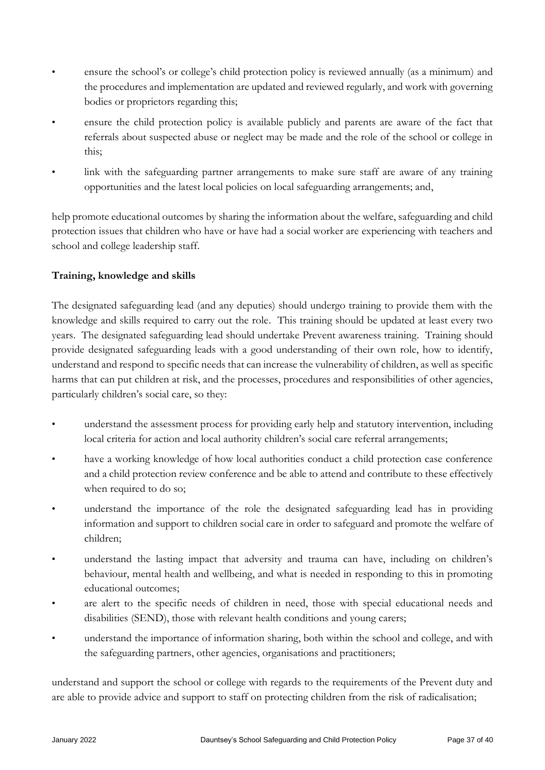- ensure the school's or college's child protection policy is reviewed annually (as a minimum) and the procedures and implementation are updated and reviewed regularly, and work with governing bodies or proprietors regarding this;
- ensure the child protection policy is available publicly and parents are aware of the fact that referrals about suspected abuse or neglect may be made and the role of the school or college in this;
- link with the safeguarding partner arrangements to make sure staff are aware of any training opportunities and the latest local policies on local safeguarding arrangements; and,

help promote educational outcomes by sharing the information about the welfare, safeguarding and child protection issues that children who have or have had a social worker are experiencing with teachers and school and college leadership staff.

**Training, knowledge and skills**

The designated safeguarding lead (and any deputies) should undergo training to provide them with the knowledge and skills required to carry out the role. This training should be updated at least every two years. The designated safeguarding lead should undertake Prevent awareness training. Training should provide designated safeguarding leads with a good understanding of their own role, how to identify, understand and respond to specific needs that can increase the vulnerability of children, as well as specific harms that can put children at risk, and the processes, procedures and responsibilities of other agencies, particularly children's social care, so they:

- understand the assessment process for providing early help and statutory intervention, including local criteria for action and local authority children's social care referral arrangements;
- have a working knowledge of how local authorities conduct a child protection case conference and a child protection review conference and be able to attend and contribute to these effectively when required to do so;
- understand the importance of the role the designated safeguarding lead has in providing information and support to children social care in order to safeguard and promote the welfare of children;
- understand the lasting impact that adversity and trauma can have, including on children's behaviour, mental health and wellbeing, and what is needed in responding to this in promoting educational outcomes;
- are alert to the specific needs of children in need, those with special educational needs and disabilities (SEND), those with relevant health conditions and young carers;
- understand the importance of information sharing, both within the school and college, and with the safeguarding partners, other agencies, organisations and practitioners;

understand and support the school or college with regards to the requirements of the Prevent duty and are able to provide advice and support to staff on protecting children from the risk of radicalisation;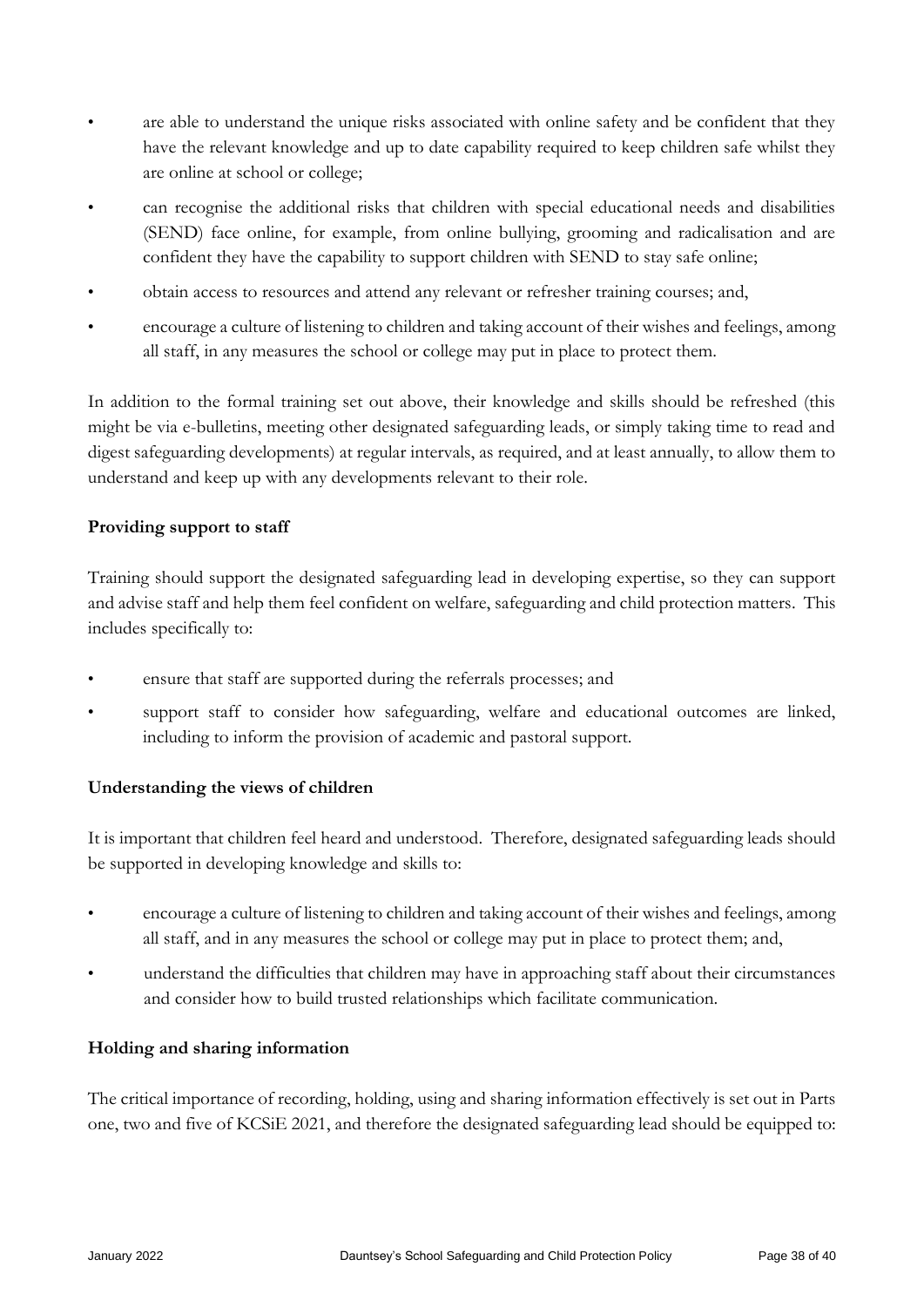- are able to understand the unique risks associated with online safety and be confident that they have the relevant knowledge and up to date capability required to keep children safe whilst they are online at school or college;
- can recognise the additional risks that children with special educational needs and disabilities (SEND) face online, for example, from online bullying, grooming and radicalisation and are confident they have the capability to support children with SEND to stay safe online;
- obtain access to resources and attend any relevant or refresher training courses; and,
- encourage a culture of listening to children and taking account of their wishes and feelings, among all staff, in any measures the school or college may put in place to protect them.

In addition to the formal training set out above, their knowledge and skills should be refreshed (this might be via e-bulletins, meeting other designated safeguarding leads, or simply taking time to read and digest safeguarding developments) at regular intervals, as required, and at least annually, to allow them to understand and keep up with any developments relevant to their role.

**Providing support to staff**

Training should support the designated safeguarding lead in developing expertise, so they can support and advise staff and help them feel confident on welfare, safeguarding and child protection matters. This includes specifically to:

- ensure that staff are supported during the referrals processes; and
- support staff to consider how safeguarding, welfare and educational outcomes are linked, including to inform the provision of academic and pastoral support.

**Understanding the views of children**

It is important that children feel heard and understood. Therefore, designated safeguarding leads should be supported in developing knowledge and skills to:

- encourage a culture of listening to children and taking account of their wishes and feelings, among all staff, and in any measures the school or college may put in place to protect them; and,
- understand the difficulties that children may have in approaching staff about their circumstances and consider how to build trusted relationships which facilitate communication.

**Holding and sharing information**

The critical importance of recording, holding, using and sharing information effectively is set out in Parts one, two and five of KCSiE 2021, and therefore the designated safeguarding lead should be equipped to: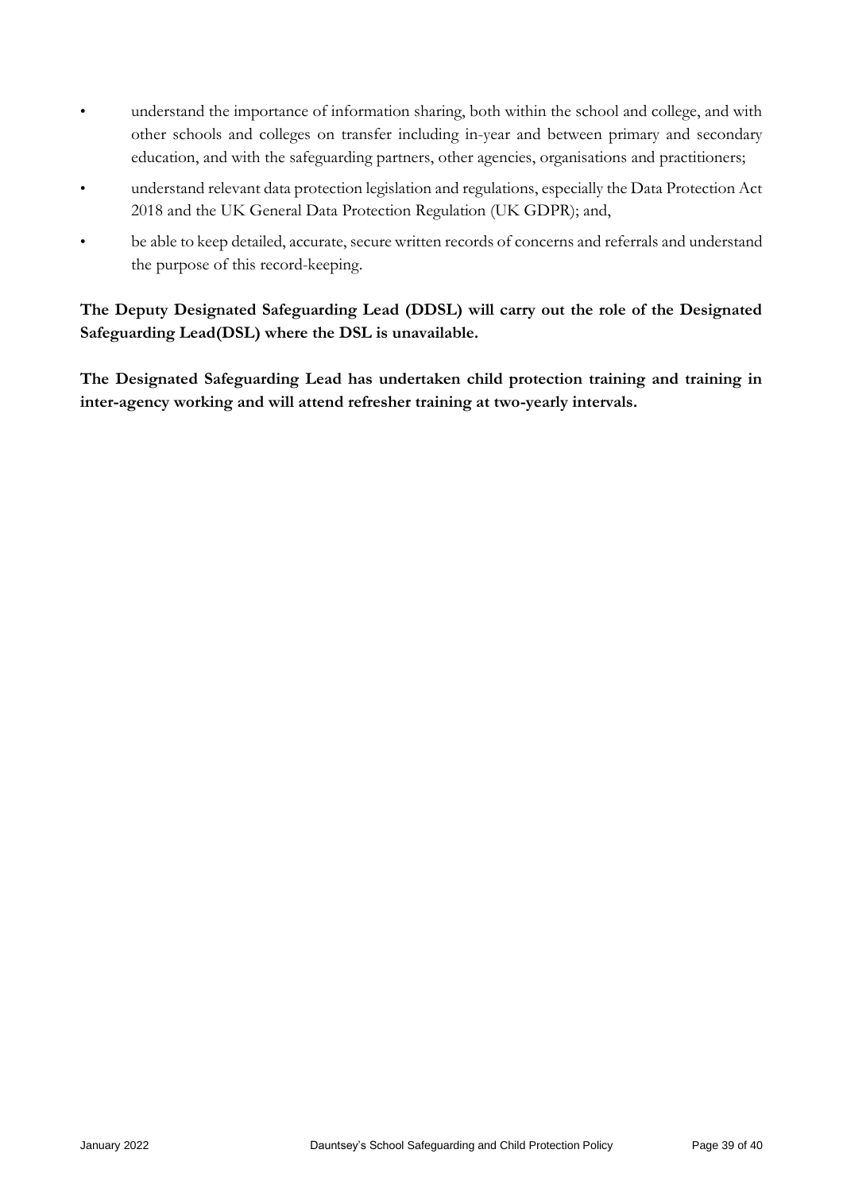- understand the importance of information sharing, both within the school and college, and with other schools and colleges on transfer including in-year and between primary and secondary education, and with the safeguarding partners, other agencies, organisations and practitioners;
- understand relevant data protection legislation and regulations, especially the Data Protection Act 2018 and the UK General Data Protection Regulation (UK GDPR); and,
- be able to keep detailed, accurate, secure written records of concerns and referrals and understand the purpose of this record-keeping.

**The Deputy Designated Safeguarding Lead (DDSL) will carry out the role of the Designated Safeguarding Lead(DSL) where the DSL is unavailable.**

**The Designated Safeguarding Lead has undertaken child protection training and training in inter-agency working and will attend refresher training at two-yearly intervals.**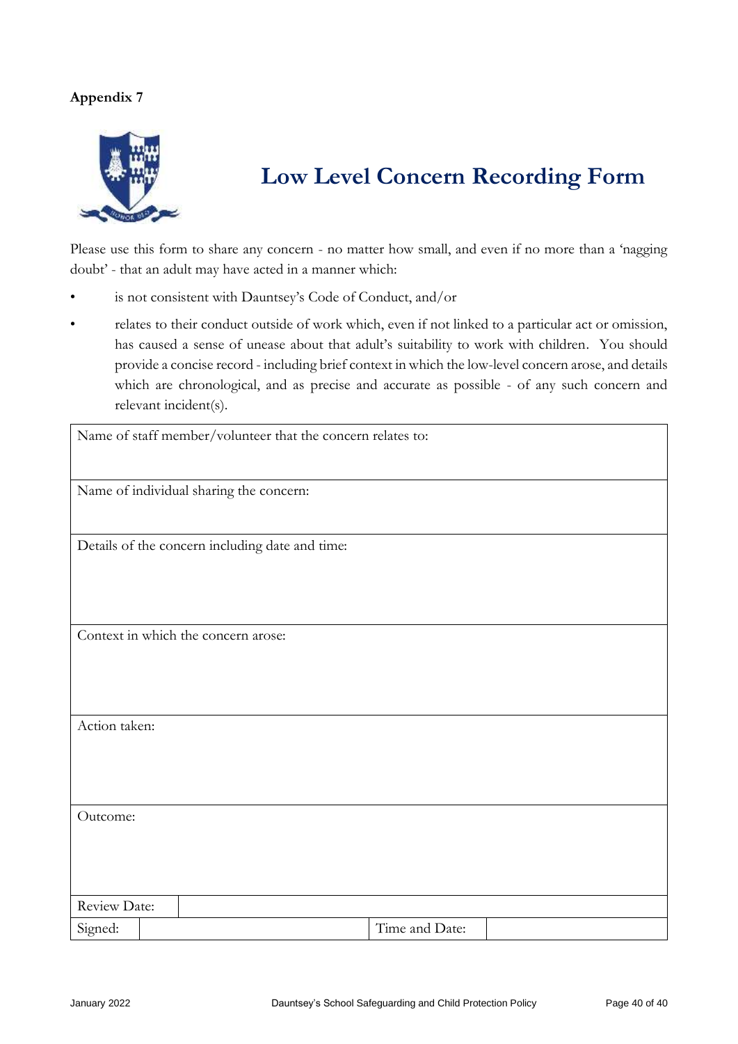**Appendix 7**

# Low Level Concern Recording Form

Please use this form to share any concern - no matter how small, and even if no more than a 'nagging doubt' - that an adult may have acted in a manner which:

- is not consistent with Dauntsey's Code of Conduct, and/or
- relates to their conduct outside of work which, even if not linked to a particular act or omission, has caused a sense of unease about that adult's suitability to work with children. You should provide a concise record - including brief context in which the low-level concern arose, and details which are chronological, and as precise and accurate as possible - of any such concern and relevant incident(s).

| | | | |
|---|---|---|---|
| Name of staff member/volunteer that the concern relates to: | | | |
| Name of individual sharing the concern: | | | |
| Details of the concern including date and time: | | | |
| Context in which the concern arose: | | | |
| Action taken: | | | |
| Outcome: | | | |
| Review Date: | | | |
| Signed: | | Time and Date: | |